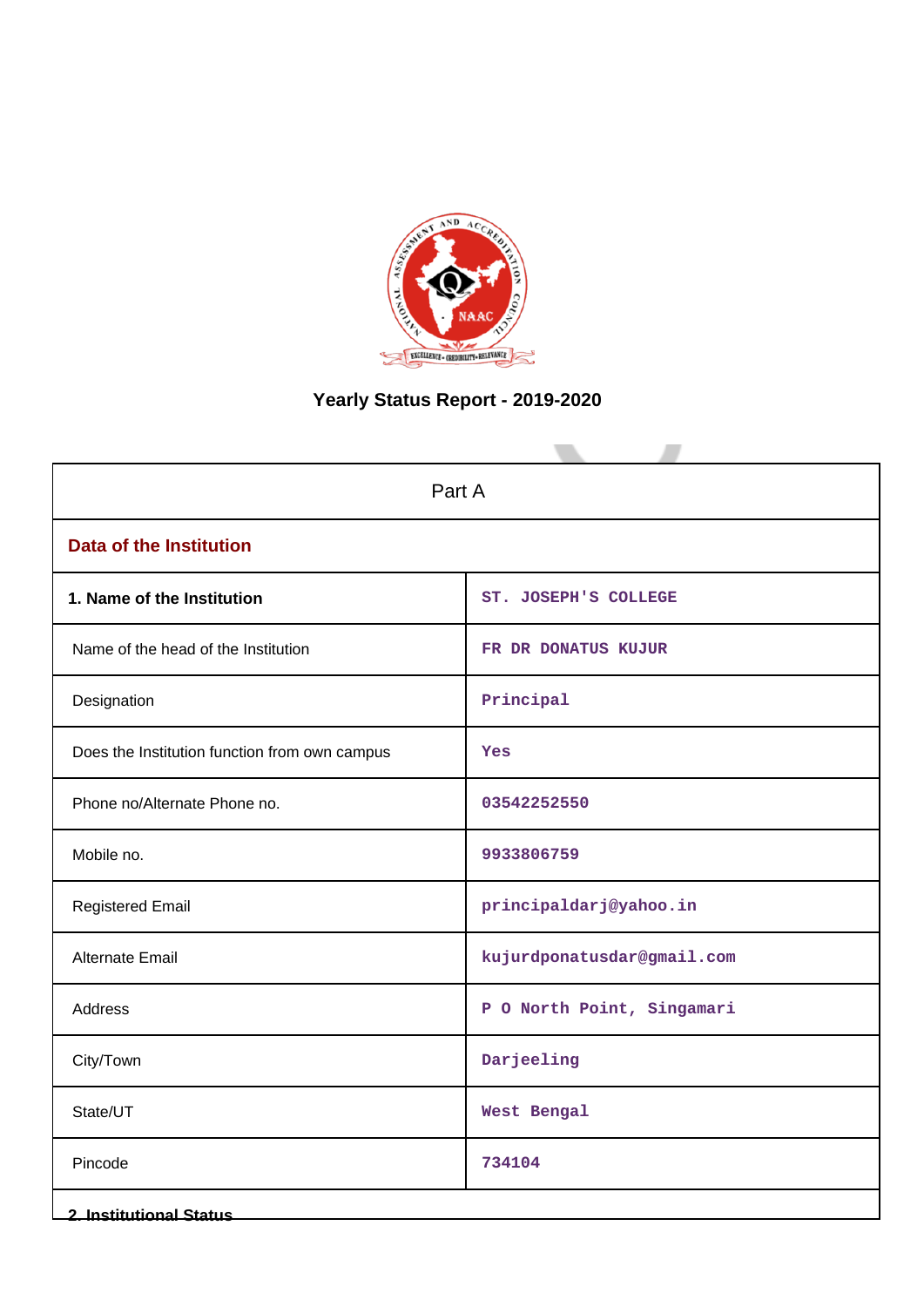# Yearly Status Report - 2019-2020

| Part A | |
|---|---|
| **Data of the Institution** | |
| **1. Name of the Institution** | ST. JOSEPH'S COLLEGE |
| Name of the head of the Institution | FR DR DONATUS KUJUR |
| Designation | Principal |
| Does the Institution function from own campus | Yes |
| Phone no/Alternate Phone no. | 03542252550 |
| Mobile no. | 9933806759 |
| Registered Email | principaldarj@yahoo.in |
| Alternate Email | kujurdponatusdar@gmail.com |
| Address | P O North Point, Singamari |
| City/Town | Darjeeling |
| State/UT | West Bengal |
| Pincode | 734104 |

**2. Institutional Status**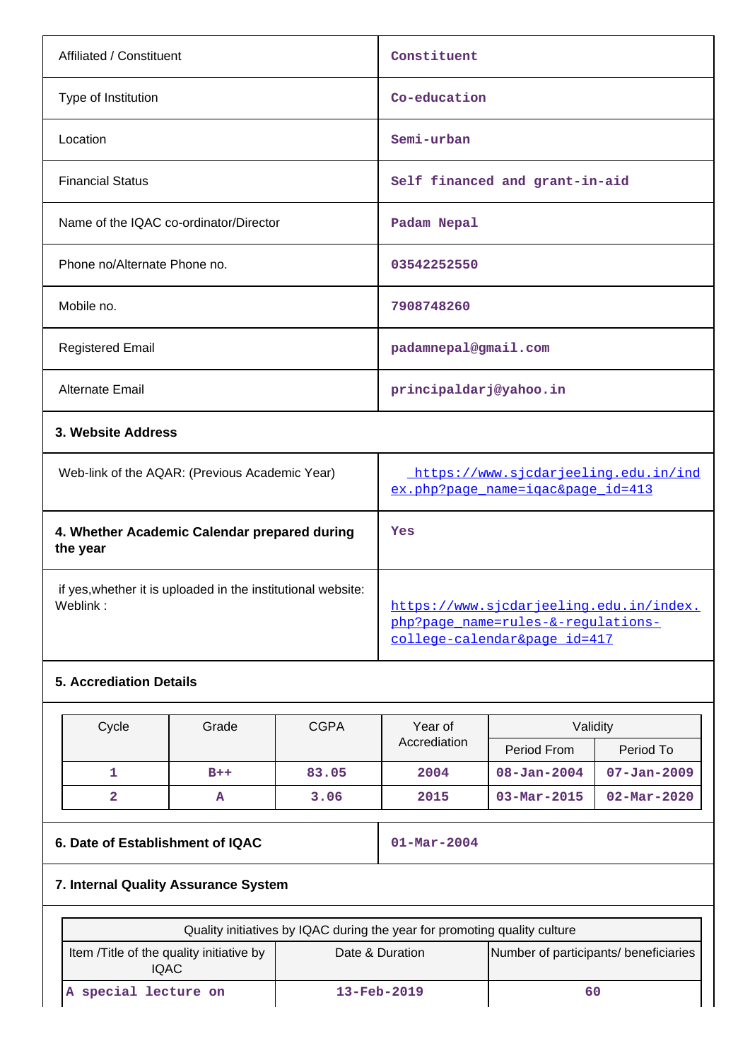| Affiliated / Constituent | Constituent |
|---|---|
| Type of Institution | Co-education |
| Location | Semi-urban |
| Financial Status | Self financed and grant-in-aid |
| Name of the IQAC co-ordinator/Director | Padam Nepal |
| Phone no/Alternate Phone no. | 03542252550 |
| Mobile no. | 7908748260 |
| Registered Email | padamnepal@gmail.com |
| Alternate Email | principaldarj@yahoo.in |

**3. Website Address**

| Web-link of the AQAR: (Previous Academic Year) | https://www.sjcdarjeeling.edu.in/index.php?page_name=iqac&page_id=413 |
|---|---|

| **4. Whether Academic Calendar prepared during the year** | Yes |
|---|---|
| if yes,whether it is uploaded in the institutional website: Weblink : | https://www.sjcdarjeeling.edu.in/index.php?page_name=rules-&-regulations-college-calendar&page_id=417 |

**5. Accrediation Details**

| Cycle | Grade | CGPA | Year of Accrediation | Validity | |
|---|---|---|---|---|---|
| | | | | Period From | Period To |
| 1 | B++ | 83.05 | 2004 | 08-Jan-2004 | 07-Jan-2009 |
| 2 | A | 3.06 | 2015 | 03-Mar-2015 | 02-Mar-2020 |

| **6. Date of Establishment of IQAC** | 01-Mar-2004 |
|---|---|

**7. Internal Quality Assurance System**

| Quality initiatives by IQAC during the year for promoting quality culture | | |
|---|---|---|
| Item /Title of the quality initiative by IQAC | Date & Duration | Number of participants/ beneficiaries |
| A special lecture on | 13-Feb-2019 | 60 |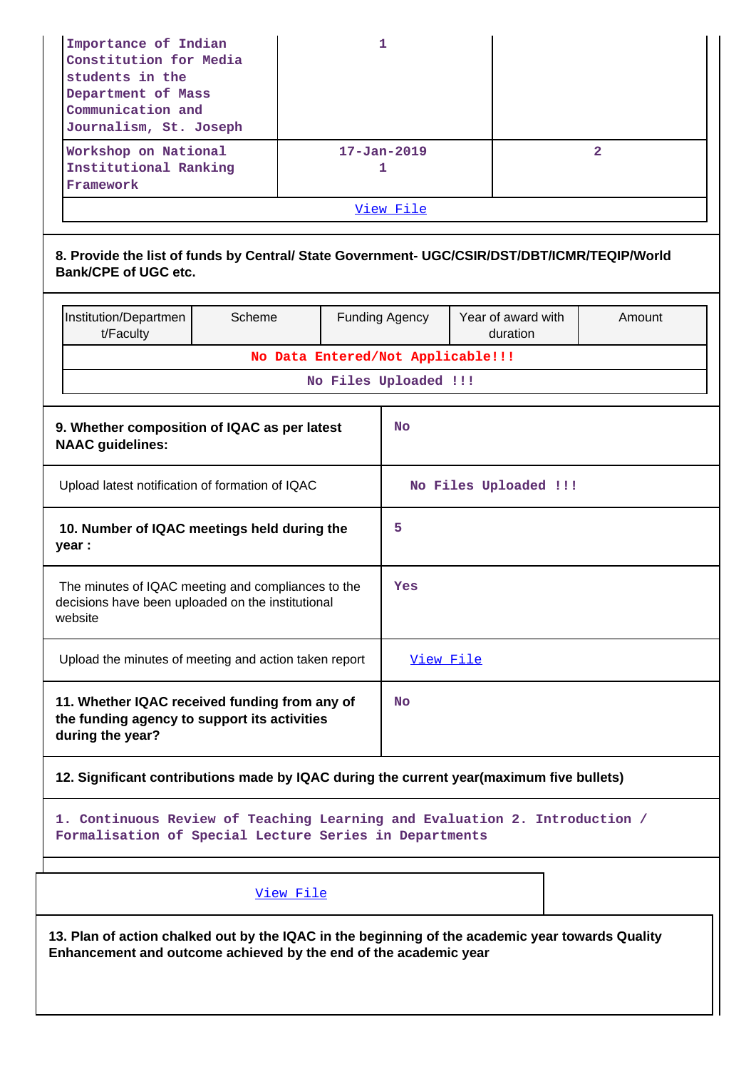| | | |
|---|---|---|
| Importance of Indian Constitution for Media students in the Department of Mass Communication and Journalism, St. Joseph | 1 | |
| Workshop on National Institutional Ranking Framework | 17-Jan-2019 1 | 2 |
| View File | | |

**8. Provide the list of funds by Central/ State Government- UGC/CSIR/DST/DBT/ICMR/TEQIP/World Bank/CPE of UGC etc.**

| Institution/Department/Faculty | Scheme | Funding Agency | Year of award with duration | Amount |
|---|---|---|---|---|
| No Data Entered/Not Applicable!!! | | | | |
| No Files Uploaded !!! | | | | |

| | |
|---|---|
| **9. Whether composition of IQAC as per latest NAAC guidelines:** | No |
| Upload latest notification of formation of IQAC | No Files Uploaded !!! |
| **10. Number of IQAC meetings held during the year :** | 5 |
| The minutes of IQAC meeting and compliances to the decisions have been uploaded on the institutional website | Yes |
| Upload the minutes of meeting and action taken report | View File |
| **11. Whether IQAC received funding from any of the funding agency to support its activities during the year?** | No |

**12. Significant contributions made by IQAC during the current year(maximum five bullets)**

1. Continuous Review of Teaching Learning and Evaluation 2. Introduction / Formalisation of Special Lecture Series in Departments

View File

**13. Plan of action chalked out by the IQAC in the beginning of the academic year towards Quality Enhancement and outcome achieved by the end of the academic year**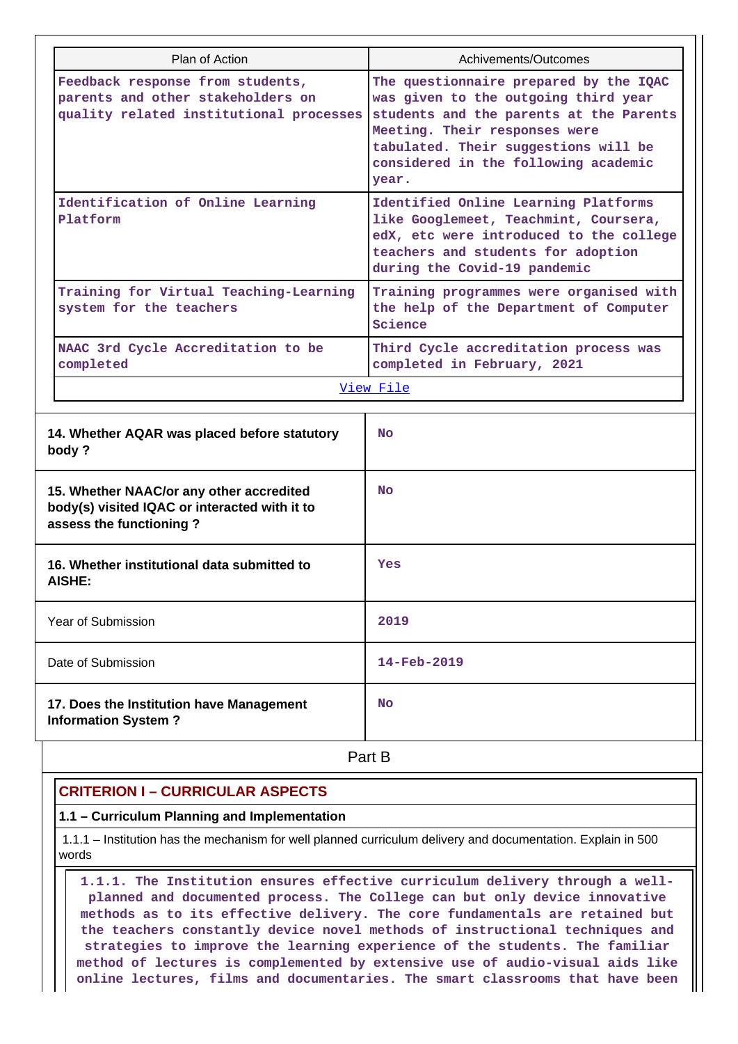| Plan of Action | Achivements/Outcomes |
|---|---|
| Feedback response from students, parents and other stakeholders on quality related institutional processes | The questionnaire prepared by the IQAC was given to the outgoing third year students and the parents at the Parents Meeting. Their responses were tabulated. Their suggestions will be considered in the following academic year. |
| Identification of Online Learning Platform | Identified Online Learning Platforms like Googlemeet, Teachmint, Coursera, edX, etc were introduced to the college teachers and students for adoption during the Covid-19 pandemic |
| Training for Virtual Teaching-Learning system for the teachers | Training programmes were organised with the help of the Department of Computer Science |
| NAAC 3rd Cycle Accreditation to be completed | Third Cycle accreditation process was completed in February, 2021 |
| View File | |

| | |
|---|---|
| **14. Whether AQAR was placed before statutory body ?** | No |
| **15. Whether NAAC/or any other accredited body(s) visited IQAC or interacted with it to assess the functioning ?** | No |
| **16. Whether institutional data submitted to AISHE:** | Yes |
| Year of Submission | 2019 |
| Date of Submission | 14-Feb-2019 |
| **17. Does the Institution have Management Information System ?** | No |

# Part B

## CRITERION I – CURRICULAR ASPECTS

### 1.1 – Curriculum Planning and Implementation

1.1.1 – Institution has the mechanism for well planned curriculum delivery and documentation. Explain in 500 words

1.1.1. The Institution ensures effective curriculum delivery through a well-planned and documented process. The College can but only device innovative methods as to its effective delivery. The core fundamentals are retained but the teachers constantly device novel methods of instructional techniques and strategies to improve the learning experience of the students. The familiar method of lectures is complemented by extensive use of audio-visual aids like online lectures, films and documentaries. The smart classrooms that have been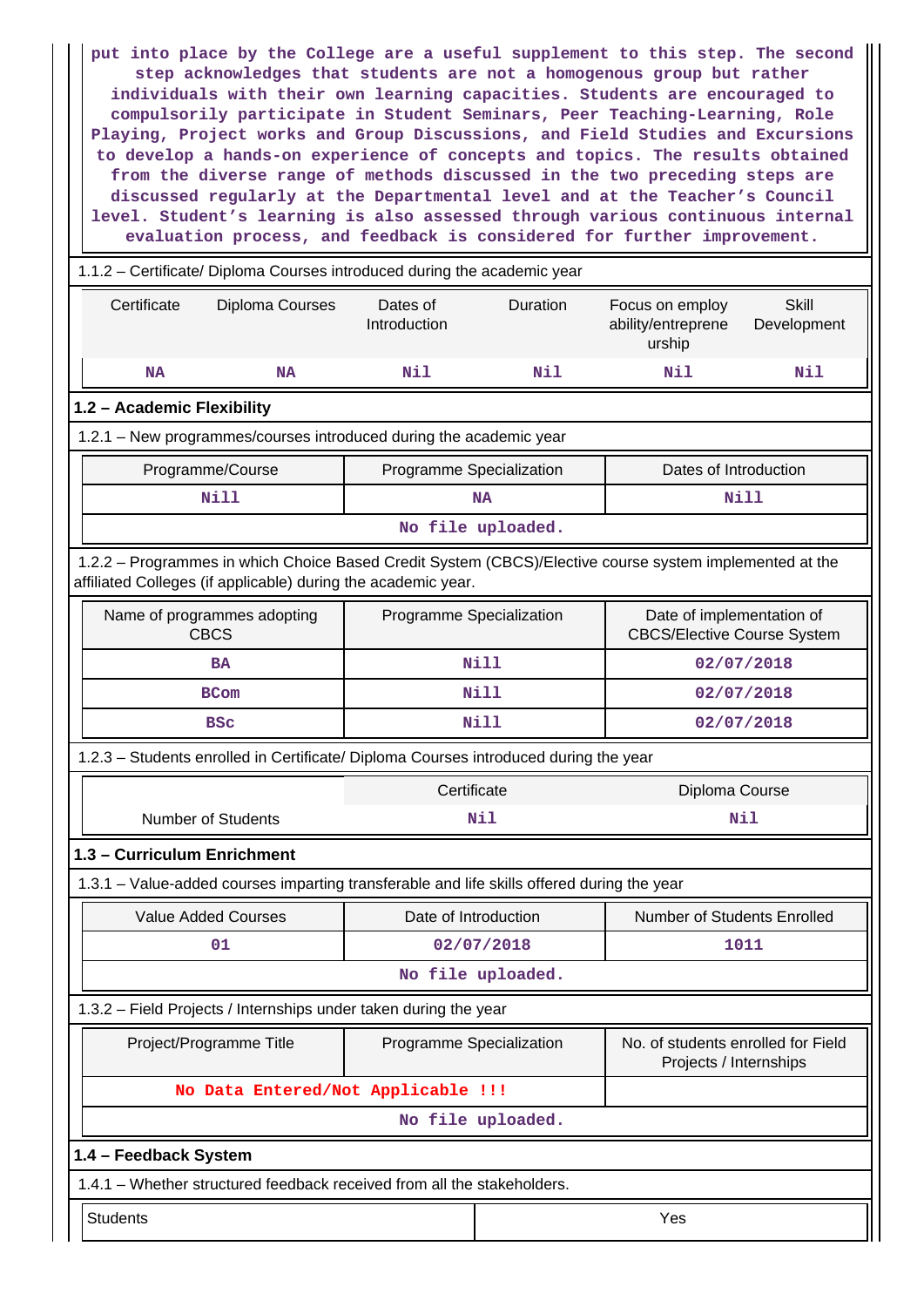put into place by the College are a useful supplement to this step. The second step acknowledges that students are not a homogenous group but rather individuals with their own learning capacities. Students are encouraged to compulsorily participate in Student Seminars, Peer Teaching-Learning, Role Playing, Project works and Group Discussions, and Field Studies and Excursions to develop a hands-on experience of concepts and topics. The results obtained from the diverse range of methods discussed in the two preceding steps are discussed regularly at the Departmental level and at the Teacher's Council level. Student's learning is also assessed through various continuous internal evaluation process, and feedback is considered for further improvement.

1.1.2 – Certificate/ Diploma Courses introduced during the academic year

| Certificate | Diploma Courses | Dates of Introduction | Duration | Focus on employ ability/entreprene urship | Skill Development |
|---|---|---|---|---|---|
| NA | NA | Nil | Nil | Nil | Nil |

## 1.2 – Academic Flexibility

1.2.1 – New programmes/courses introduced during the academic year

| Programme/Course | Programme Specialization | Dates of Introduction |
|---|---|---|
| Nill | NA | Nill |
| No file uploaded. | | |

1.2.2 – Programmes in which Choice Based Credit System (CBCS)/Elective course system implemented at the affiliated Colleges (if applicable) during the academic year.

| Name of programmes adopting CBCS | Programme Specialization | Date of implementation of CBCS/Elective Course System |
|---|---|---|
| BA | Nill | 02/07/2018 |
| BCom | Nill | 02/07/2018 |
| BSc | Nill | 02/07/2018 |

1.2.3 – Students enrolled in Certificate/ Diploma Courses introduced during the year

| | Certificate | Diploma Course |
|---|---|---|
| Number of Students | Nil | Nil |

## 1.3 – Curriculum Enrichment

1.3.1 – Value-added courses imparting transferable and life skills offered during the year

| Value Added Courses | Date of Introduction | Number of Students Enrolled |
|---|---|---|
| 01 | 02/07/2018 | 1011 |
| No file uploaded. | | |

1.3.2 – Field Projects / Internships under taken during the year

| Project/Programme Title | Programme Specialization | No. of students enrolled for Field Projects / Internships |
|---|---|---|
| No Data Entered/Not Applicable !!! | | |
| No file uploaded. | | |

## 1.4 – Feedback System

1.4.1 – Whether structured feedback received from all the stakeholders.

| | |
|---|---|
| Students | Yes |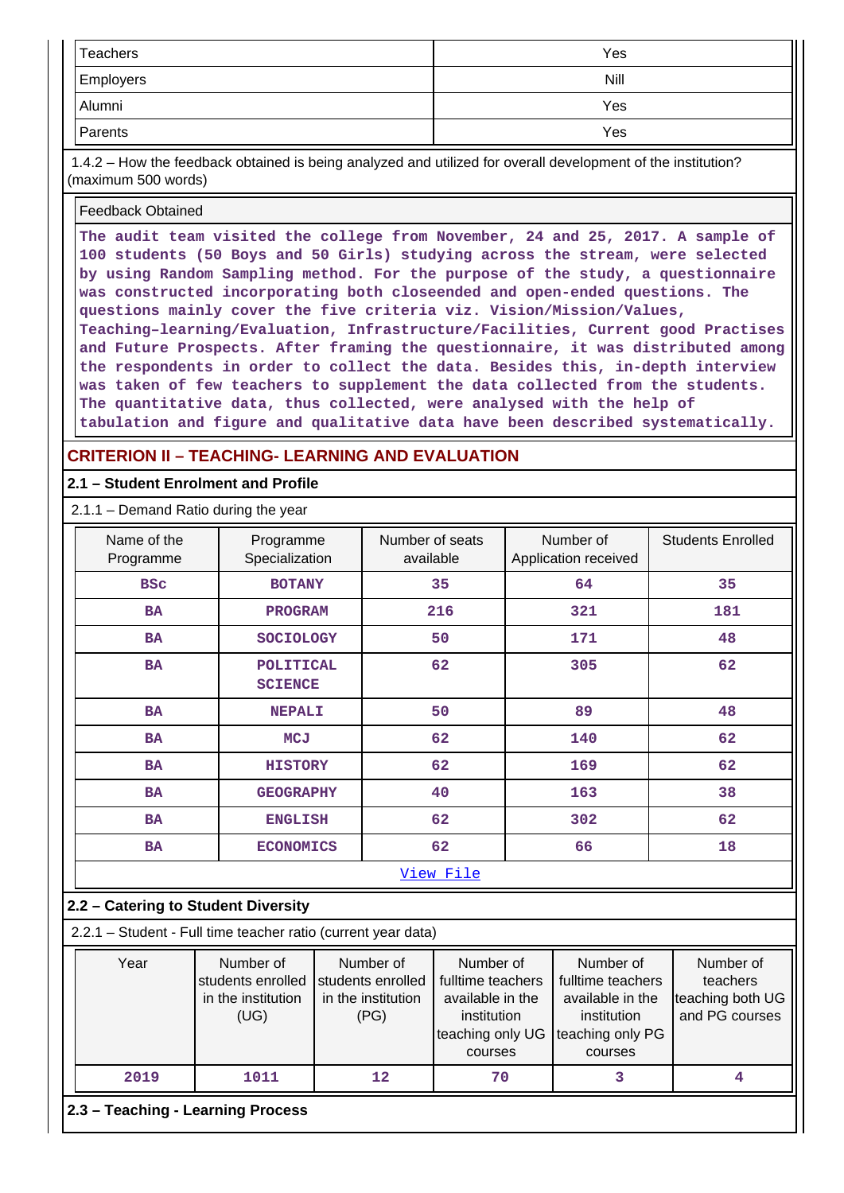| Teachers | Yes |
|---|---|
| Employers | Nill |
| Alumni | Yes |
| Parents | Yes |

1.4.2 – How the feedback obtained is being analyzed and utilized for overall development of the institution? (maximum 500 words)

| Feedback Obtained |
|---|
| The audit team visited the college from November, 24 and 25, 2017. A sample of 100 students (50 Boys and 50 Girls) studying across the stream, were selected by using Random Sampling method. For the purpose of the study, a questionnaire was constructed incorporating both closeended and open-ended questions. The questions mainly cover the five criteria viz. Vision/Mission/Values, Teaching–learning/Evaluation, Infrastructure/Facilities, Current good Practises and Future Prospects. After framing the questionnaire, it was distributed among the respondents in order to collect the data. Besides this, in-depth interview was taken of few teachers to supplement the data collected from the students. The quantitative data, thus collected, were analysed with the help of tabulation and figure and qualitative data have been described systematically. |

## CRITERION II – TEACHING- LEARNING AND EVALUATION

### 2.1 – Student Enrolment and Profile

2.1.1 – Demand Ratio during the year

| Name of the Programme | Programme Specialization | Number of seats available | Number of Application received | Students Enrolled |
|---|---|---|---|---|
| BSc | BOTANY | 35 | 64 | 35 |
| BA | PROGRAM | 216 | 321 | 181 |
| BA | SOCIOLOGY | 50 | 171 | 48 |
| BA | POLITICAL SCIENCE | 62 | 305 | 62 |
| BA | NEPALI | 50 | 89 | 48 |
| BA | MCJ | 62 | 140 | 62 |
| BA | HISTORY | 62 | 169 | 62 |
| BA | GEOGRAPHY | 40 | 163 | 38 |
| BA | ENGLISH | 62 | 302 | 62 |
| BA | ECONOMICS | 62 | 66 | 18 |

View File

### 2.2 – Catering to Student Diversity

2.2.1 – Student - Full time teacher ratio (current year data)

| Year | Number of students enrolled in the institution (UG) | Number of students enrolled in the institution (PG) | Number of fulltime teachers available in the institution teaching only UG courses | Number of fulltime teachers available in the institution teaching only PG courses | Number of teachers teaching both UG and PG courses |
|---|---|---|---|---|---|
| 2019 | 1011 | 12 | 70 | 3 | 4 |

### 2.3 – Teaching - Learning Process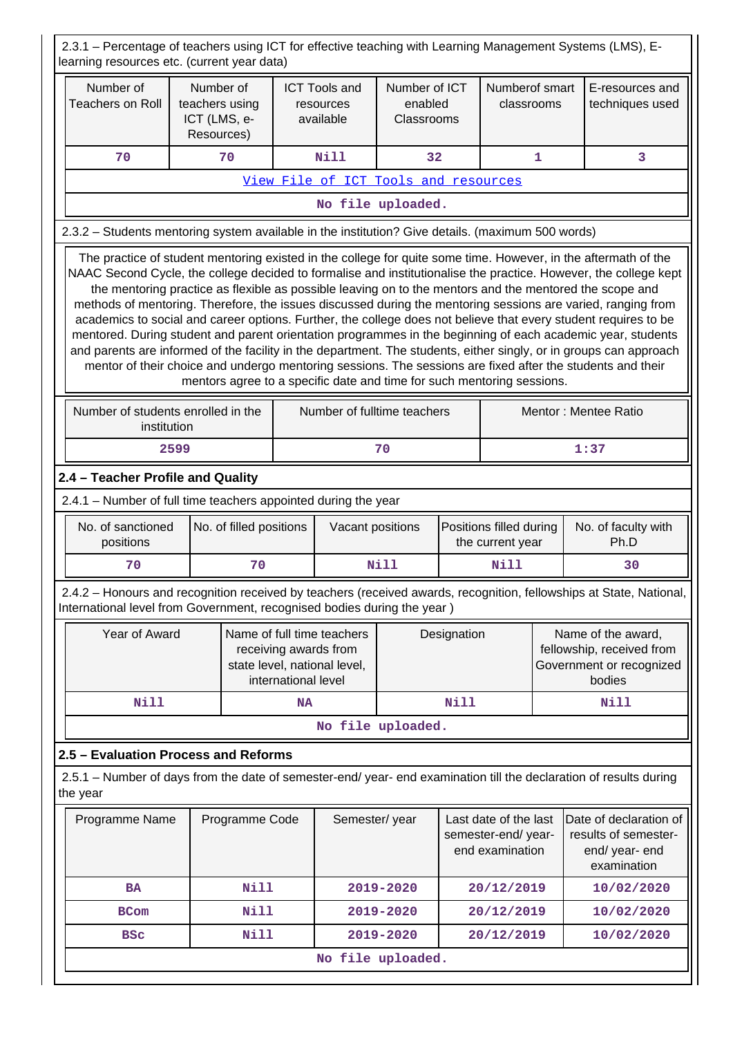2.3.1 – Percentage of teachers using ICT for effective teaching with Learning Management Systems (LMS), E-learning resources etc. (current year data)

| Number of Teachers on Roll | Number of teachers using ICT (LMS, e-Resources) | ICT Tools and resources available | Number of ICT enabled Classrooms | Numberof smart classrooms | E-resources and techniques used |
|---|---|---|---|---|---|
| 70 | 70 | Nill | 32 | 1 | 3 |

[View File of ICT Tools and resources](#)

No file uploaded.

2.3.2 – Students mentoring system available in the institution? Give details. (maximum 500 words)

The practice of student mentoring existed in the college for quite some time. However, in the aftermath of the NAAC Second Cycle, the college decided to formalise and institutionalise the practice. However, the college kept the mentoring practice as flexible as possible leaving on to the mentors and the mentored the scope and methods of mentoring. Therefore, the issues discussed during the mentoring sessions are varied, ranging from academics to social and career options. Further, the college does not believe that every student requires to be mentored. During student and parent orientation programmes in the beginning of each academic year, students and parents are informed of the facility in the department. The students, either singly, or in groups can approach mentor of their choice and undergo mentoring sessions. The sessions are fixed after the students and their mentors agree to a specific date and time for such mentoring sessions.

| Number of students enrolled in the institution | Number of fulltime teachers | Mentor : Mentee Ratio |
|---|---|---|
| 2599 | 70 | 1:37 |

## 2.4 – Teacher Profile and Quality

2.4.1 – Number of full time teachers appointed during the year

| No. of sanctioned positions | No. of filled positions | Vacant positions | Positions filled during the current year | No. of faculty with Ph.D |
|---|---|---|---|---|
| 70 | 70 | Nill | Nill | 30 |

2.4.2 – Honours and recognition received by teachers (received awards, recognition, fellowships at State, National, International level from Government, recognised bodies during the year )

| Year of Award | Name of full time teachers receiving awards from state level, national level, international level | Designation | Name of the award, fellowship, received from Government or recognized bodies |
|---|---|---|---|
| Nill | NA | Nill | Nill |

No file uploaded.

## 2.5 – Evaluation Process and Reforms

2.5.1 – Number of days from the date of semester-end/ year- end examination till the declaration of results during the year

| Programme Name | Programme Code | Semester/ year | Last date of the last semester-end/ year- end examination | Date of declaration of results of semester-end/ year- end examination |
|---|---|---|---|---|
| BA | Nill | 2019-2020 | 20/12/2019 | 10/02/2020 |
| BCom | Nill | 2019-2020 | 20/12/2019 | 10/02/2020 |
| BSc | Nill | 2019-2020 | 20/12/2019 | 10/02/2020 |

No file uploaded.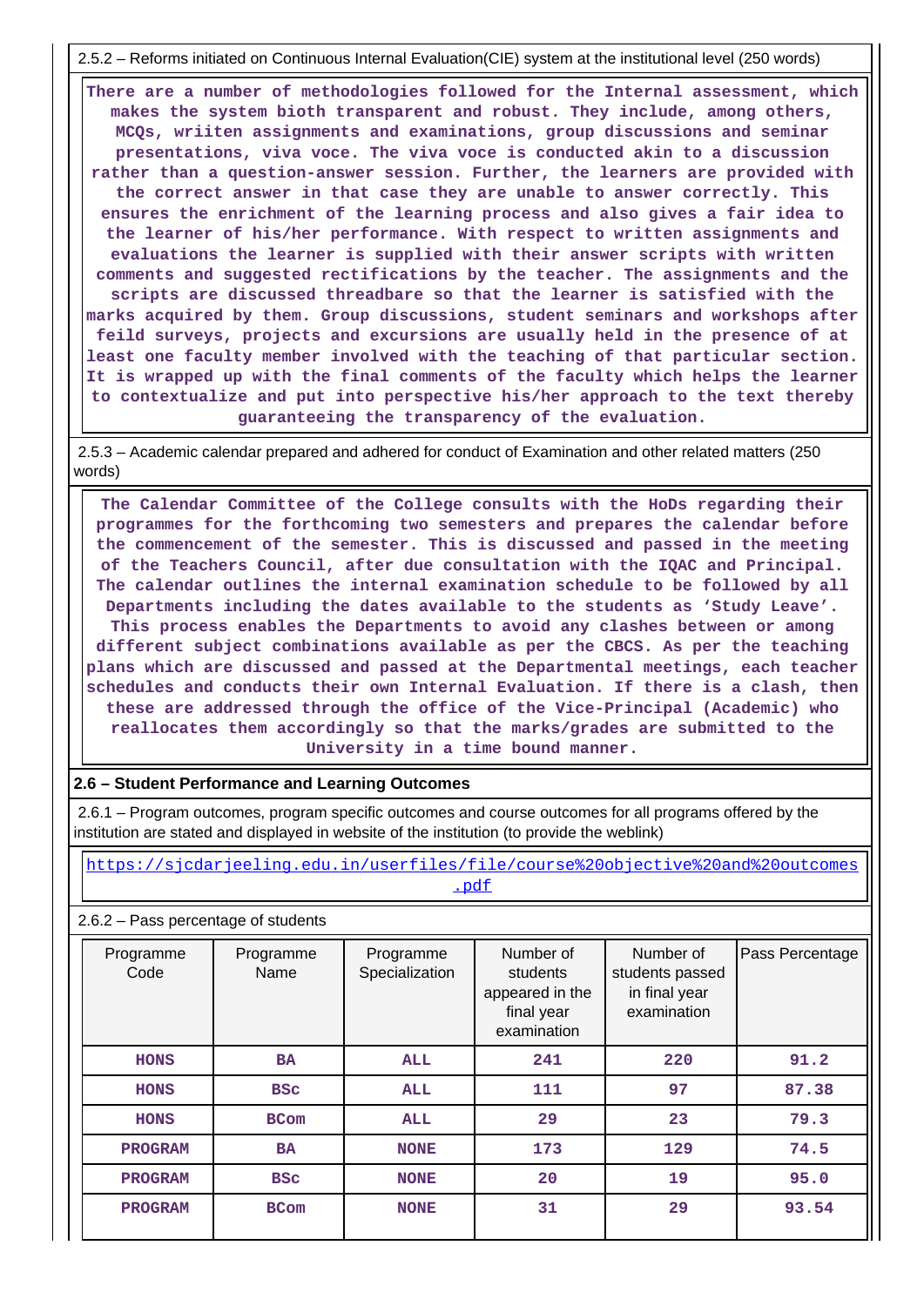2.5.2 – Reforms initiated on Continuous Internal Evaluation(CIE) system at the institutional level (250 words)

There are a number of methodologies followed for the Internal assessment, which makes the system bioth transparent and robust. They include, among others, MCQs, wriiten assignments and examinations, group discussions and seminar presentations, viva voce. The viva voce is conducted akin to a discussion rather than a question-answer session. Further, the learners are provided with the correct answer in that case they are unable to answer correctly. This ensures the enrichment of the learning process and also gives a fair idea to the learner of his/her performance. With respect to written assignments and evaluations the learner is supplied with their answer scripts with written comments and suggested rectifications by the teacher. The assignments and the scripts are discussed threadbare so that the learner is satisfied with the marks acquired by them. Group discussions, student seminars and workshops after feild surveys, projects and excursions are usually held in the presence of at least one faculty member involved with the teaching of that particular section. It is wrapped up with the final comments of the faculty which helps the learner to contextualize and put into perspective his/her approach to the text thereby guaranteeing the transparency of the evaluation.

2.5.3 – Academic calendar prepared and adhered for conduct of Examination and other related matters (250 words)

The Calendar Committee of the College consults with the HoDs regarding their programmes for the forthcoming two semesters and prepares the calendar before the commencement of the semester. This is discussed and passed in the meeting of the Teachers Council, after due consultation with the IQAC and Principal. The calendar outlines the internal examination schedule to be followed by all Departments including the dates available to the students as 'Study Leave'. This process enables the Departments to avoid any clashes between or among different subject combinations available as per the CBCS. As per the teaching plans which are discussed and passed at the Departmental meetings, each teacher schedules and conducts their own Internal Evaluation. If there is a clash, then these are addressed through the office of the Vice-Principal (Academic) who reallocates them accordingly so that the marks/grades are submitted to the University in a time bound manner.

## 2.6 – Student Performance and Learning Outcomes

2.6.1 – Program outcomes, program specific outcomes and course outcomes for all programs offered by the institution are stated and displayed in website of the institution (to provide the weblink)

https://sjcdarjeeling.edu.in/userfiles/file/course%20objective%20and%20outcomes.pdf

2.6.2 – Pass percentage of students

| Programme Code | Programme Name | Programme Specialization | Number of students appeared in the final year examination | Number of students passed in final year examination | Pass Percentage |
|---|---|---|---|---|---|
| HONS | BA | ALL | 241 | 220 | 91.2 |
| HONS | BSc | ALL | 111 | 97 | 87.38 |
| HONS | BCom | ALL | 29 | 23 | 79.3 |
| PROGRAM | BA | NONE | 173 | 129 | 74.5 |
| PROGRAM | BSc | NONE | 20 | 19 | 95.0 |
| PROGRAM | BCom | NONE | 31 | 29 | 93.54 |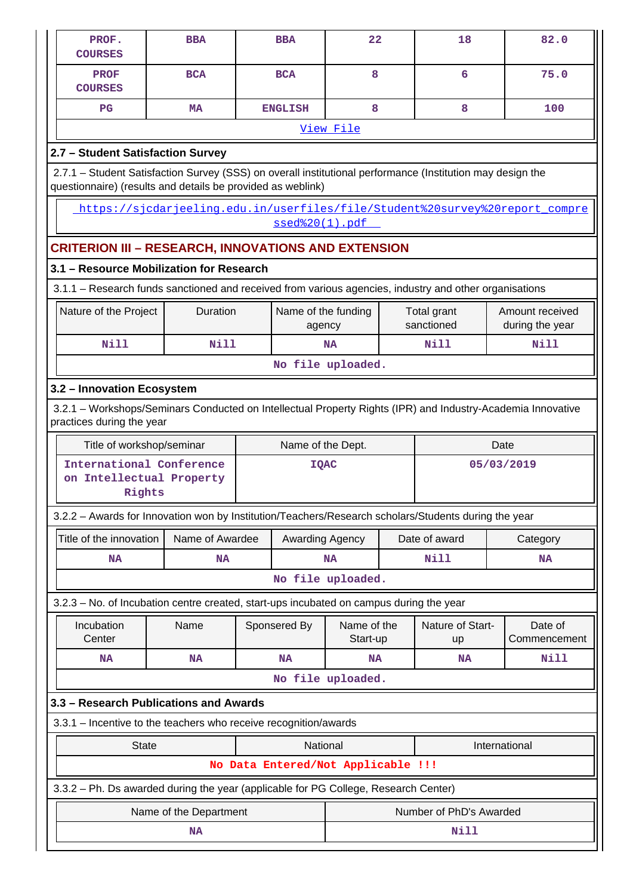| PROF. COURSES | BBA | BBA | 22 | 18 | 82.0 |
|---|---|---|---|---|---|
| PROF COURSES | BCA | BCA | 8 | 6 | 75.0 |
| PG | MA | ENGLISH | 8 | 8 | 100 |

View File

### 2.7 – Student Satisfaction Survey

2.7.1 – Student Satisfaction Survey (SSS) on overall institutional performance (Institution may design the questionnaire) (results and details be provided as weblink)

https://sjcdarjeeling.edu.in/userfiles/file/Student%20survey%20report_compressed%20(1).pdf

## CRITERION III – RESEARCH, INNOVATIONS AND EXTENSION

### 3.1 – Resource Mobilization for Research

3.1.1 – Research funds sanctioned and received from various agencies, industry and other organisations

| Nature of the Project | Duration | Name of the funding agency | Total grant sanctioned | Amount received during the year |
|---|---|---|---|---|
| Nill | Nill | NA | Nill | Nill |

No file uploaded.

### 3.2 – Innovation Ecosystem

3.2.1 – Workshops/Seminars Conducted on Intellectual Property Rights (IPR) and Industry-Academia Innovative practices during the year

| Title of workshop/seminar | Name of the Dept. | Date |
|---|---|---|
| International Conference on Intellectual Property Rights | IQAC | 05/03/2019 |

3.2.2 – Awards for Innovation won by Institution/Teachers/Research scholars/Students during the year

| Title of the innovation | Name of Awardee | Awarding Agency | Date of award | Category |
|---|---|---|---|---|
| NA | NA | NA | Nill | NA |

No file uploaded.

3.2.3 – No. of Incubation centre created, start-ups incubated on campus during the year

| Incubation Center | Name | Sponsered By | Name of the Start-up | Nature of Start-up | Date of Commencement |
|---|---|---|---|---|---|
| NA | NA | NA | NA | NA | Nill |

No file uploaded.

### 3.3 – Research Publications and Awards

3.3.1 – Incentive to the teachers who receive recognition/awards

| State | National | International |
|---|---|---|
| No Data Entered/Not Applicable !!! | | |

3.3.2 – Ph. Ds awarded during the year (applicable for PG College, Research Center)

| Name of the Department | Number of PhD's Awarded |
|---|---|
| NA | Nill |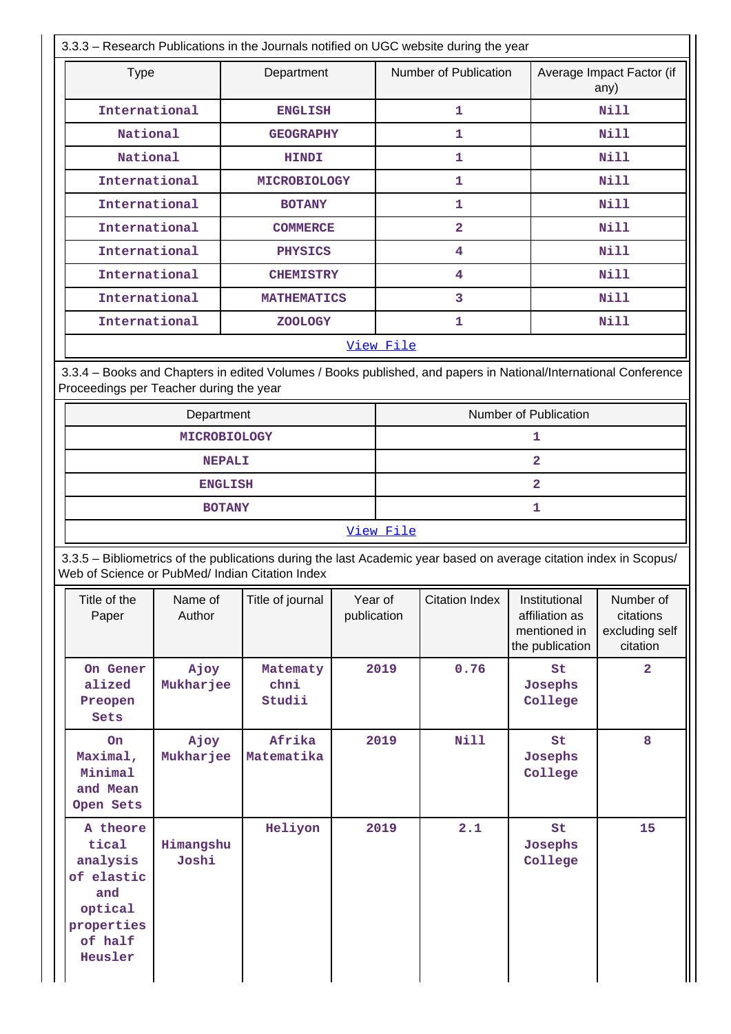3.3.3 – Research Publications in the Journals notified on UGC website during the year

| Type | Department | Number of Publication | Average Impact Factor (if any) |
|---|---|---|---|
| International | ENGLISH | 1 | Nill |
| National | GEOGRAPHY | 1 | Nill |
| National | HINDI | 1 | Nill |
| International | MICROBIOLOGY | 1 | Nill |
| International | BOTANY | 1 | Nill |
| International | COMMERCE | 2 | Nill |
| International | PHYSICS | 4 | Nill |
| International | CHEMISTRY | 4 | Nill |
| International | MATHEMATICS | 3 | Nill |
| International | ZOOLOGY | 1 | Nill |

View File

3.3.4 – Books and Chapters in edited Volumes / Books published, and papers in National/International Conference Proceedings per Teacher during the year

| Department | Number of Publication |
|---|---|
| MICROBIOLOGY | 1 |
| NEPALI | 2 |
| ENGLISH | 2 |
| BOTANY | 1 |

View File

3.3.5 – Bibliometrics of the publications during the last Academic year based on average citation index in Scopus/ Web of Science or PubMed/ Indian Citation Index

| Title of the Paper | Name of Author | Title of journal | Year of publication | Citation Index | Institutional affiliation as mentioned in the publication | Number of citations excluding self citation |
|---|---|---|---|---|---|---|
| On Generalized Preopen Sets | Ajoy Mukharjee | Matematychni Studii | 2019 | 0.76 | St Josephs College | 2 |
| On Maximal, Minimal and Mean Open Sets | Ajoy Mukharjee | Afrika Matematika | 2019 | Nill | St Josephs College | 8 |
| A theoretical analysis of elastic and optical properties of half Heusler | Himangshu Joshi | Heliyon | 2019 | 2.1 | St Josephs College | 15 |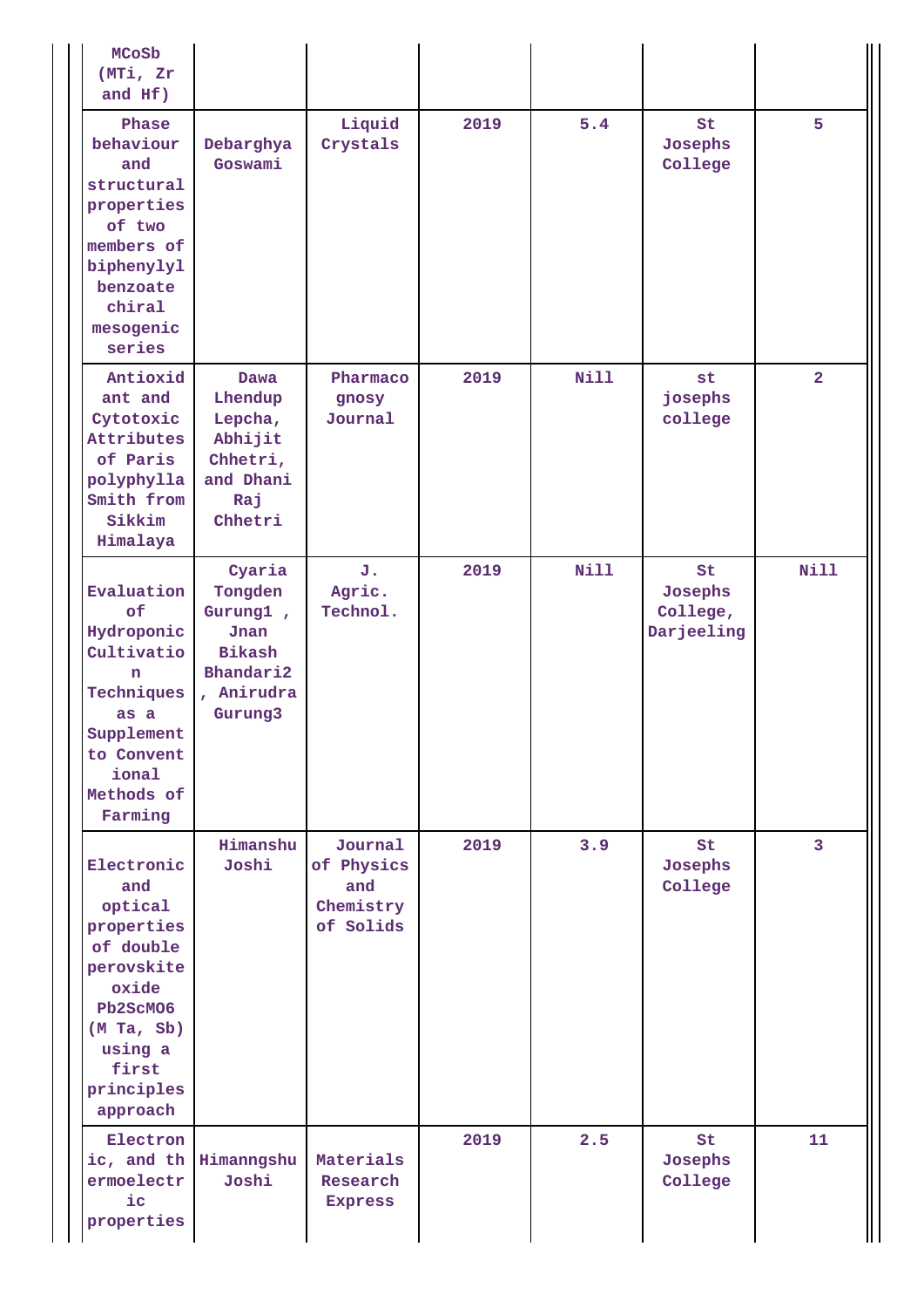| | | | | | | |
|---|---|---|---|---|---|---|
| MCoSb (MTi, Zr and Hf) | | | | | | |
| Phase behaviour and structural properties of two members of biphenylyl benzoate chiral mesogenic series | Debarghya Goswami | Liquid Crystals | 2019 | 5.4 | St Josephs College | 5 |
| Antioxidant and Cytotoxic Attributes of Paris polyphylla Smith from Sikkim Himalaya | Dawa Lhendup Lepcha, Abhijit Chhetri, and Dhani Raj Chhetri | Pharmacognosy Journal | 2019 | Nill | st josephs college | 2 |
| Evaluation of Hydroponic Cultivation Techniques as a Supplement to Conventional Methods of Farming | Cyaria Tongden Gurung1 , Jnan Bikash Bhandari2 , Anirudra Gurung3 | J. Agric. Technol. | 2019 | Nill | St Josephs College, Darjeeling | Nill |
| Electronic and optical properties of double perovskite oxide Pb2ScMO6 (M Ta, Sb) using a first principles approach | Himanshu Joshi | Journal of Physics and Chemistry of Solids | 2019 | 3.9 | St Josephs College | 3 |
| Electronic, and thermoelectric properties | Himanngshu Joshi | Materials Research Express | 2019 | 2.5 | St Josephs College | 11 |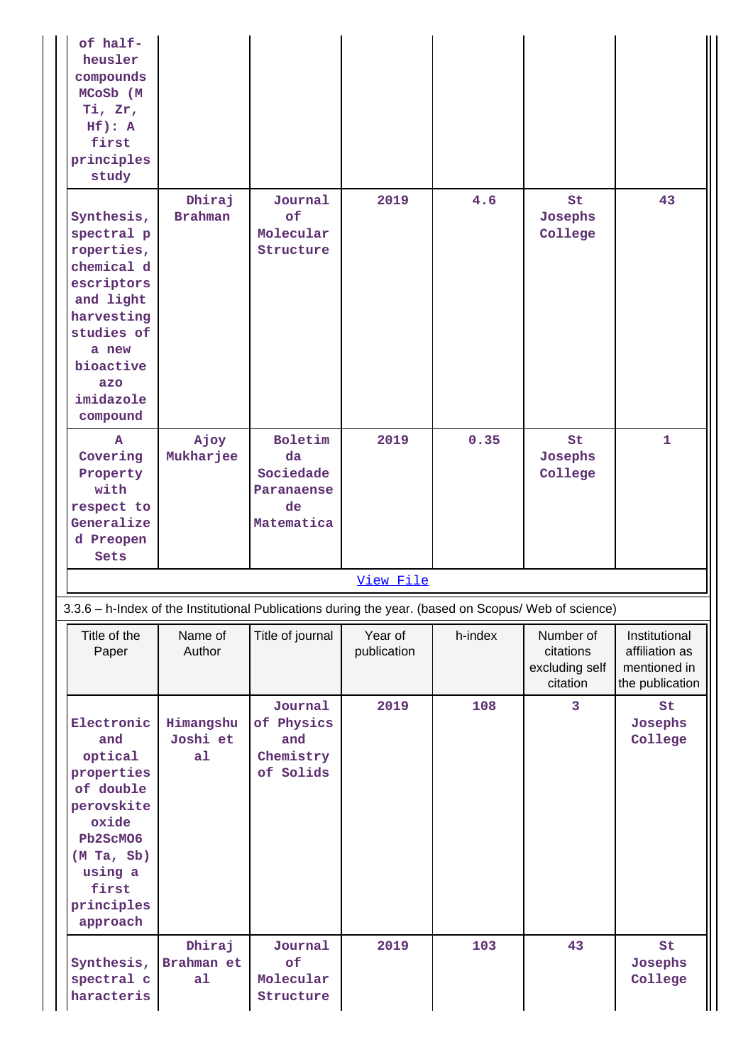| | | | | | | |
|---|---|---|---|---|---|---|
| of half-heusler compounds MCoSb (M Ti, Zr, Hf): A first principles study | | | | | | |
| Synthesis, spectral properties, chemical descriptors and light harvesting studies of a new bioactive azo imidazole compound | Dhiraj Brahman | Journal of Molecular Structure | 2019 | 4.6 | St Josephs College | 43 |
| A Covering Property with respect to Generalized Preopen Sets | Ajoy Mukharjee | Boletim da Sociedade Paranaense de Matematica | 2019 | 0.35 | St Josephs College | 1 |

View File

3.3.6 – h-Index of the Institutional Publications during the year. (based on Scopus/ Web of science)

| Title of the Paper | Name of Author | Title of journal | Year of publication | h-index | Number of citations excluding self citation | Institutional affiliation as mentioned in the publication |
|---|---|---|---|---|---|---|
| Electronic and optical properties of double perovskite oxide Pb2ScMO6 (M Ta, Sb) using a first principles approach | Himangshu Joshi et al | Journal of Physics and Chemistry of Solids | 2019 | 108 | 3 | St Josephs College |
| Synthesis, spectral characteris | Dhiraj Brahman et al | Journal of Molecular Structure | 2019 | 103 | 43 | St Josephs College |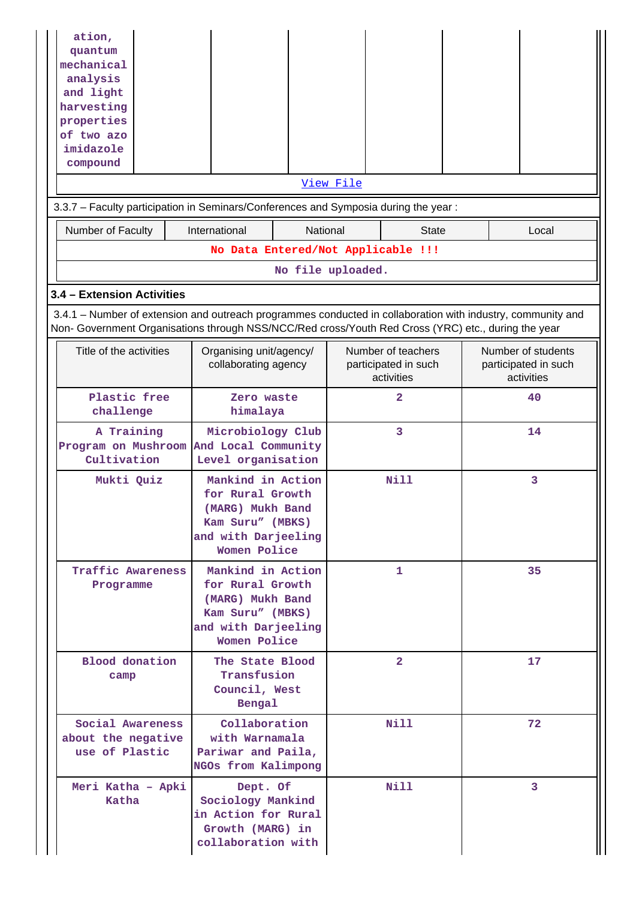| ation, quantum mechanical analysis and light harvesting properties of two azo imidazole compound | | | | | | |
|---|---|---|---|---|---|---|

View File

3.3.7 – Faculty participation in Seminars/Conferences and Symposia during the year :

| Number of Faculty | International | National | State | Local |
|---|---|---|---|---|
| No Data Entered/Not Applicable !!! | | | | |
| No file uploaded. | | | | |

**3.4 – Extension Activities**

3.4.1 – Number of extension and outreach programmes conducted in collaboration with industry, community and Non- Government Organisations through NSS/NCC/Red cross/Youth Red Cross (YRC) etc., during the year

| Title of the activities | Organising unit/agency/ collaborating agency | Number of teachers participated in such activities | Number of students participated in such activities |
|---|---|---|---|
| Plastic free challenge | Zero waste himalaya | 2 | 40 |
| A Training Program on Mushroom Cultivation | Microbiology Club And Local Community Level organisation | 3 | 14 |
| Mukti Quiz | Mankind in Action for Rural Growth (MARG) Mukh Band Kam Suru" (MBKS) and with Darjeeling Women Police | Nill | 3 |
| Traffic Awareness Programme | Mankind in Action for Rural Growth (MARG) Mukh Band Kam Suru" (MBKS) and with Darjeeling Women Police | 1 | 35 |
| Blood donation camp | The State Blood Transfusion Council, West Bengal | 2 | 17 |
| Social Awareness about the negative use of Plastic | Collaboration with Warnamala Pariwar and Paila, NGOs from Kalimpong | Nill | 72 |
| Meri Katha - Apki Katha | Dept. Of Sociology Mankind in Action for Rural Growth (MARG) in collaboration with | Nill | 3 |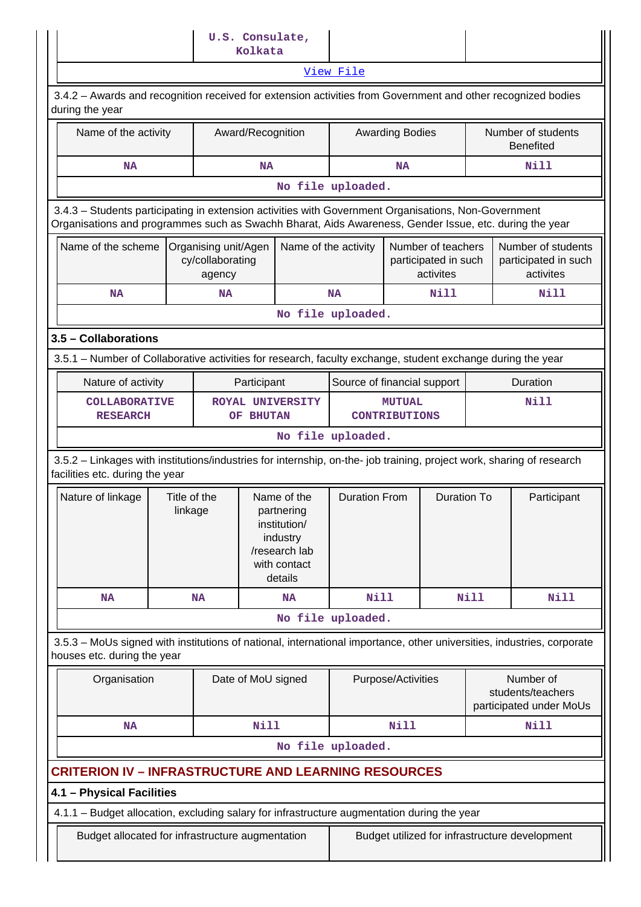| | U.S. Consulate, Kolkata | | |
|---|---|---|---|

View File

3.4.2 – Awards and recognition received for extension activities from Government and other recognized bodies during the year

| Name of the activity | Award/Recognition | Awarding Bodies | Number of students Benefited |
|---|---|---|---|
| NA | NA | NA | Nill |

No file uploaded.

3.4.3 – Students participating in extension activities with Government Organisations, Non-Government Organisations and programmes such as Swachh Bharat, Aids Awareness, Gender Issue, etc. during the year

| Name of the scheme | Organising unit/Agency/collaborating agency | Name of the activity | Number of teachers participated in such activites | Number of students participated in such activites |
|---|---|---|---|---|
| NA | NA | NA | Nill | Nill |

No file uploaded.

## 3.5 – Collaborations

3.5.1 – Number of Collaborative activities for research, faculty exchange, student exchange during the year

| Nature of activity | Participant | Source of financial support | Duration |
|---|---|---|---|
| COLLABORATIVE RESEARCH | ROYAL UNIVERSITY OF BHUTAN | MUTUAL CONTRIBUTIONS | Nill |

No file uploaded.

3.5.2 – Linkages with institutions/industries for internship, on-the- job training, project work, sharing of research facilities etc. during the year

| Nature of linkage | Title of the linkage | Name of the partnering institution/ industry /research lab with contact details | Duration From | Duration To | Participant |
|---|---|---|---|---|---|
| NA | NA | NA | Nill | Nill | Nill |

No file uploaded.

3.5.3 – MoUs signed with institutions of national, international importance, other universities, industries, corporate houses etc. during the year

| Organisation | Date of MoU signed | Purpose/Activities | Number of students/teachers participated under MoUs |
|---|---|---|---|
| NA | Nill | Nill | Nill |

No file uploaded.

## CRITERION IV – INFRASTRUCTURE AND LEARNING RESOURCES

### 4.1 – Physical Facilities

4.1.1 – Budget allocation, excluding salary for infrastructure augmentation during the year

| Budget allocated for infrastructure augmentation | Budget utilized for infrastructure development |
|---|---|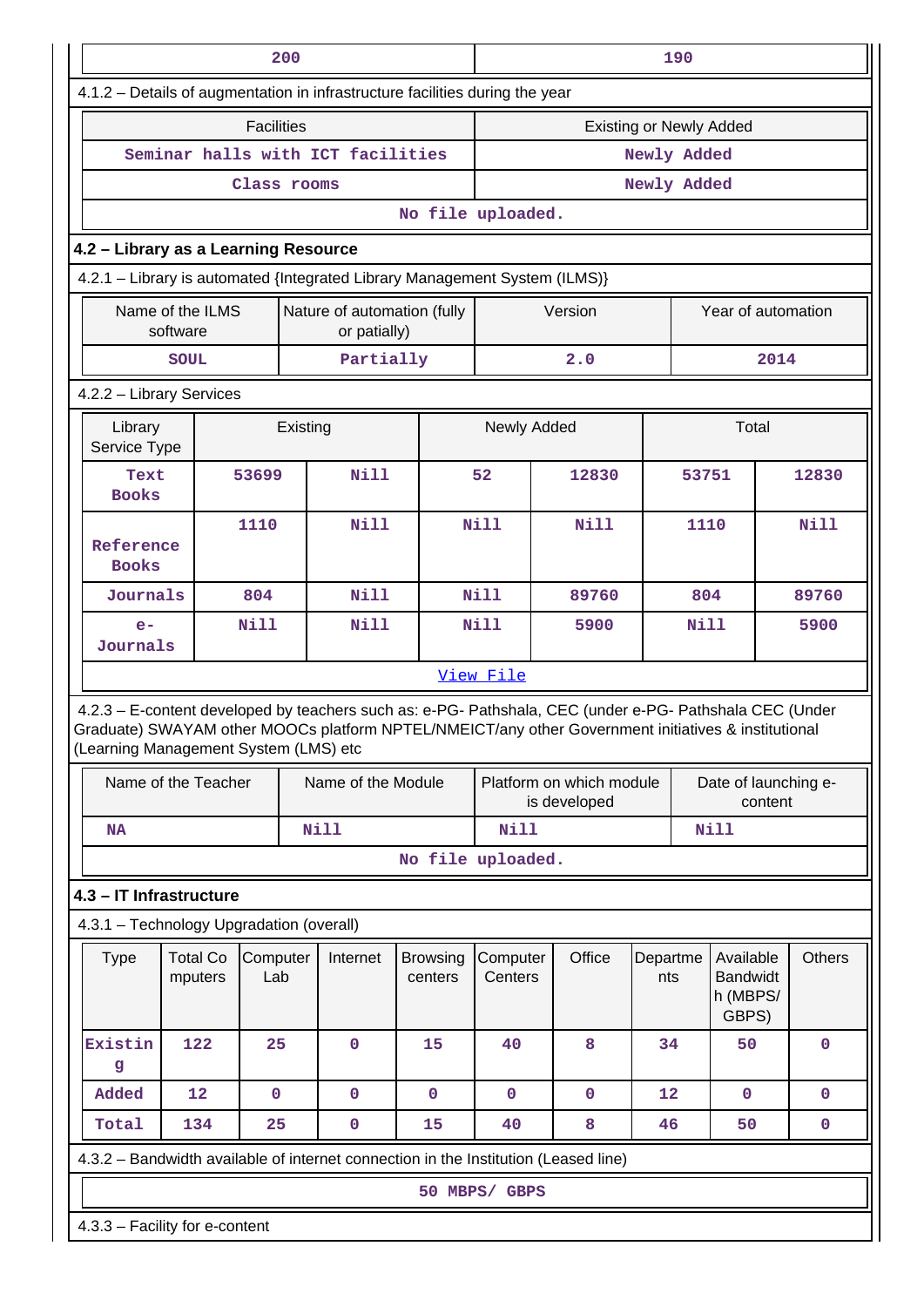| 200 | 190 |
|---|---|

4.1.2 – Details of augmentation in infrastructure facilities during the year

| Facilities | Existing or Newly Added |
|---|---|
| Seminar halls with ICT facilities | Newly Added |
| Class rooms | Newly Added |
| No file uploaded. | |

## 4.2 – Library as a Learning Resource

4.2.1 – Library is automated {Integrated Library Management System (ILMS)}

| Name of the ILMS software | Nature of automation (fully or patially) | Version | Year of automation |
|---|---|---|---|
| SOUL | Partially | 2.0 | 2014 |

4.2.2 – Library Services

| Library Service Type | Existing | | Newly Added | | Total | |
|---|---|---|---|---|---|---|
| Text Books | 53699 | Nill | 52 | 12830 | 53751 | 12830 |
| Reference Books | 1110 | Nill | Nill | Nill | 1110 | Nill |
| Journals | 804 | Nill | Nill | 89760 | 804 | 89760 |
| e-Journals | Nill | Nill | Nill | 5900 | Nill | 5900 |
| View File | | | | | | |

4.2.3 – E-content developed by teachers such as: e-PG- Pathshala, CEC (under e-PG- Pathshala CEC (Under Graduate) SWAYAM other MOOCs platform NPTEL/NMEICT/any other Government initiatives & institutional (Learning Management System (LMS) etc

| Name of the Teacher | Name of the Module | Platform on which module is developed | Date of launching e-content |
|---|---|---|---|
| NA | Nill | Nill | Nill |
| No file uploaded. | | | |

## 4.3 – IT Infrastructure

4.3.1 – Technology Upgradation (overall)

| Type | Total Computers | Computer Lab | Internet | Browsing centers | Computer Centers | Office | Departments | Available Bandwidth (MBPS/ GBPS) | Others |
|---|---|---|---|---|---|---|---|---|---|
| Existing | 122 | 25 | 0 | 15 | 40 | 8 | 34 | 50 | 0 |
| Added | 12 | 0 | 0 | 0 | 0 | 0 | 12 | 0 | 0 |
| Total | 134 | 25 | 0 | 15 | 40 | 8 | 46 | 50 | 0 |

4.3.2 – Bandwidth available of internet connection in the Institution (Leased line)

| 50 MBPS/ GBPS |
|---|

4.3.3 – Facility for e-content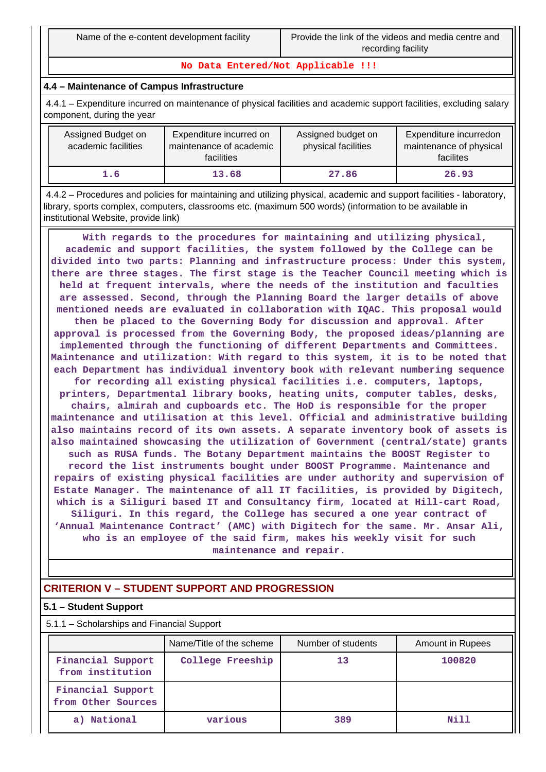| Name of the e-content development facility | Provide the link of the videos and media centre and recording facility |
|---|---|
| No Data Entered/Not Applicable !!! | |

### 4.4 – Maintenance of Campus Infrastructure

4.4.1 – Expenditure incurred on maintenance of physical facilities and academic support facilities, excluding salary component, during the year

| Assigned Budget on academic facilities | Expenditure incurred on maintenance of academic facilities | Assigned budget on physical facilities | Expenditure incurredon maintenance of physical facilites |
|---|---|---|---|
| 1.6 | 13.68 | 27.86 | 26.93 |

4.4.2 – Procedures and policies for maintaining and utilizing physical, academic and support facilities - laboratory, library, sports complex, computers, classrooms etc. (maximum 500 words) (information to be available in institutional Website, provide link)

With regards to the procedures for maintaining and utilizing physical, academic and support facilities, the system followed by the College can be divided into two parts: Planning and infrastructure process: Under this system, there are three stages. The first stage is the Teacher Council meeting which is held at frequent intervals, where the needs of the institution and faculties are assessed. Second, through the Planning Board the larger details of above mentioned needs are evaluated in collaboration with IQAC. This proposal would then be placed to the Governing Body for discussion and approval. After approval is processed from the Governing Body, the proposed ideas/planning are implemented through the functioning of different Departments and Committees. Maintenance and utilization: With regard to this system, it is to be noted that each Department has individual inventory book with relevant numbering sequence for recording all existing physical facilities i.e. computers, laptops, printers, Departmental library books, heating units, computer tables, desks, chairs, almirah and cupboards etc. The HoD is responsible for the proper maintenance and utilisation at this level. Official and administrative building also maintains record of its own assets. A separate inventory book of assets is also maintained showcasing the utilization of Government (central/state) grants such as RUSA funds. The Botany Department maintains the BOOST Register to record the list instruments bought under BOOST Programme. Maintenance and repairs of existing physical facilities are under authority and supervision of Estate Manager. The maintenance of all IT facilities, is provided by Digitech, which is a Siliguri based IT and Consultancy firm, located at Hill-cart Road, Siliguri. In this regard, the College has secured a one year contract of 'Annual Maintenance Contract' (AMC) with Digitech for the same. Mr. Ansar Ali, who is an employee of the said firm, makes his weekly visit for such maintenance and repair.

## CRITERION V – STUDENT SUPPORT AND PROGRESSION

### 5.1 – Student Support

5.1.1 – Scholarships and Financial Support

| | Name/Title of the scheme | Number of students | Amount in Rupees |
|---|---|---|---|
| Financial Support from institution | College Freeship | 13 | 100820 |
| Financial Support from Other Sources | | | |
| a) National | various | 389 | Nill |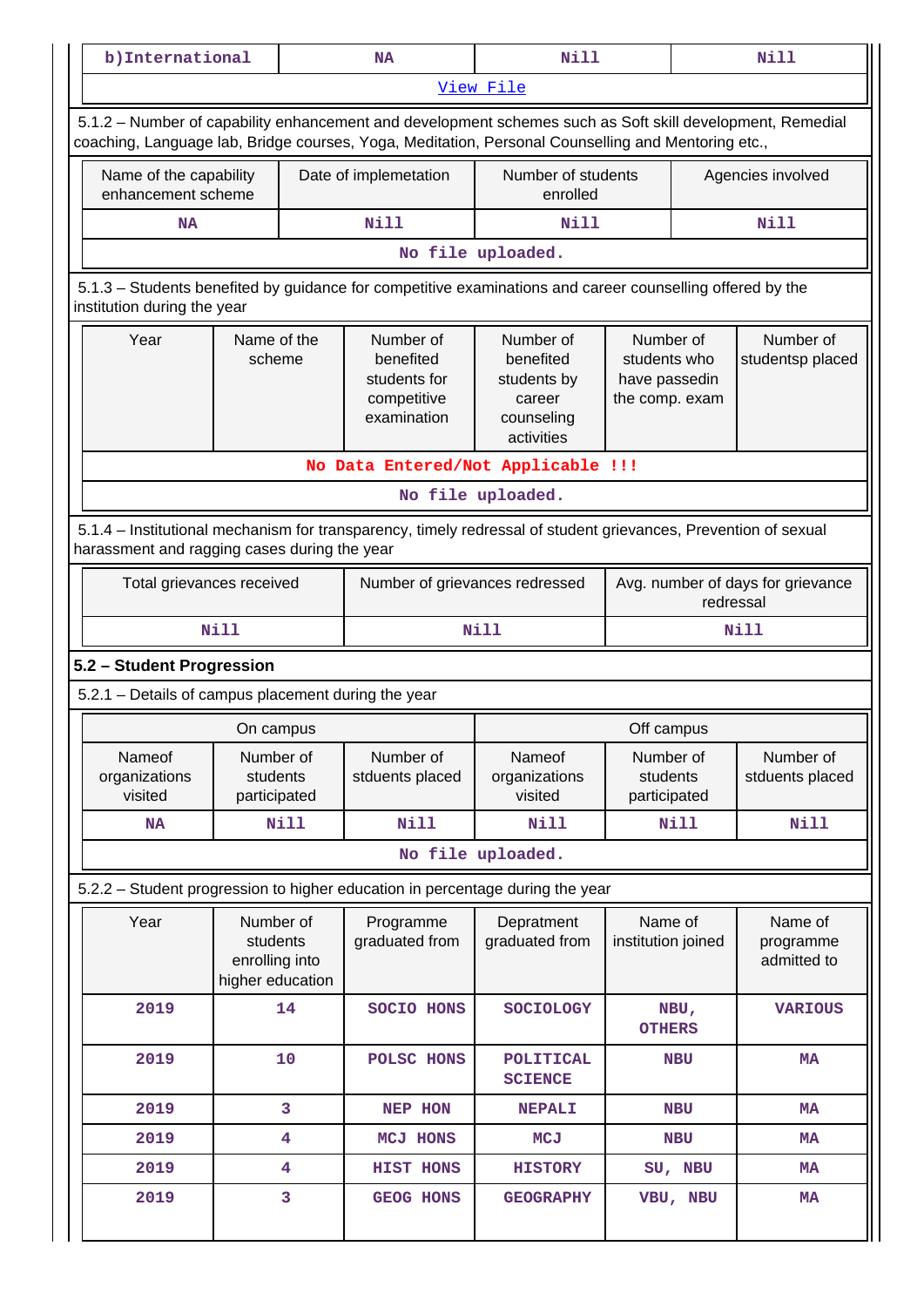| b)International | NA | Nill | Nill |
|---|---|---|---|
| View File | | | |

5.1.2 – Number of capability enhancement and development schemes such as Soft skill development, Remedial coaching, Language lab, Bridge courses, Yoga, Meditation, Personal Counselling and Mentoring etc.,

| Name of the capability enhancement scheme | Date of implemetation | Number of students enrolled | Agencies involved |
|---|---|---|---|
| NA | Nill | Nill | Nill |
| No file uploaded. | | | |

5.1.3 – Students benefited by guidance for competitive examinations and career counselling offered by the institution during the year

| Year | Name of the scheme | Number of benefited students for competitive examination | Number of benefited students by career counseling activities | Number of students who have passedin the comp. exam | Number of studentsp placed |
|---|---|---|---|---|---|
| No Data Entered/Not Applicable !!! | | | | | |
| No file uploaded. | | | | | |

5.1.4 – Institutional mechanism for transparency, timely redressal of student grievances, Prevention of sexual harassment and ragging cases during the year

| Total grievances received | Number of grievances redressed | Avg. number of days for grievance redressal |
|---|---|---|
| Nill | Nill | Nill |

**5.2 – Student Progression**

5.2.1 – Details of campus placement during the year

| On campus | | | Off campus | | |
|---|---|---|---|---|---|
| Nameof organizations visited | Number of students participated | Number of stduents placed | Nameof organizations visited | Number of students participated | Number of stduents placed |
| NA | Nill | Nill | Nill | Nill | Nill |
| No file uploaded. | | | | | |

5.2.2 – Student progression to higher education in percentage during the year

| Year | Number of students enrolling into higher education | Programme graduated from | Depratment graduated from | Name of institution joined | Name of programme admitted to |
|---|---|---|---|---|---|
| 2019 | 14 | SOCIO HONS | SOCIOLOGY | NBU, OTHERS | VARIOUS |
| 2019 | 10 | POLSC HONS | POLITICAL SCIENCE | NBU | MA |
| 2019 | 3 | NEP HON | NEPALI | NBU | MA |
| 2019 | 4 | MCJ HONS | MCJ | NBU | MA |
| 2019 | 4 | HIST HONS | HISTORY | SU, NBU | MA |
| 2019 | 3 | GEOG HONS | GEOGRAPHY | VBU, NBU | MA |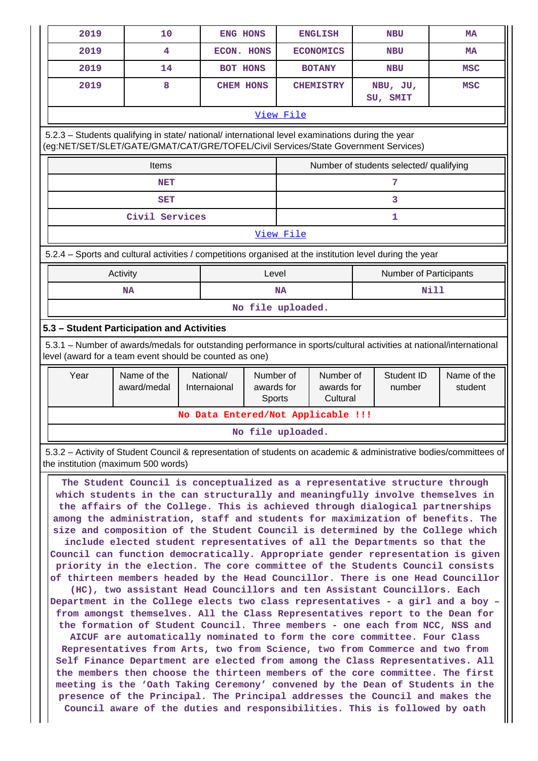| 2019 | 10 | ENG HONS | ENGLISH | NBU | MA |
|---|---|---|---|---|---|
| 2019 | 4 | ECON. HONS | ECONOMICS | NBU | MA |
| 2019 | 14 | BOT HONS | BOTANY | NBU | MSC |
| 2019 | 8 | CHEM HONS | CHEMISTRY | NBU, JU, SU, SMIT | MSC |

View File

5.2.3 – Students qualifying in state/ national/ international level examinations during the year (eg:NET/SET/SLET/GATE/GMAT/CAT/GRE/TOFEL/Civil Services/State Government Services)

| Items | Number of students selected/ qualifying |
|---|---|
| NET | 7 |
| SET | 3 |
| Civil Services | 1 |

View File

5.2.4 – Sports and cultural activities / competitions organised at the institution level during the year

| Activity | Level | Number of Participants |
|---|---|---|
| NA | NA | Nill |

No file uploaded.

### 5.3 – Student Participation and Activities

5.3.1 – Number of awards/medals for outstanding performance in sports/cultural activities at national/international level (award for a team event should be counted as one)

| Year | Name of the award/medal | National/ Internaional | Number of awards for Sports | Number of awards for Cultural | Student ID number | Name of the student |
|---|---|---|---|---|---|---|

No Data Entered/Not Applicable !!!

No file uploaded.

5.3.2 – Activity of Student Council & representation of students on academic & administrative bodies/committees of the institution (maximum 500 words)

The Student Council is conceptualized as a representative structure through which students in the can structurally and meaningfully involve themselves in the affairs of the College. This is achieved through dialogical partnerships among the administration, staff and students for maximization of benefits. The size and composition of the Student Council is determined by the College which include elected student representatives of all the Departments so that the Council can function democratically. Appropriate gender representation is given priority in the election. The core committee of the Students Council consists of thirteen members headed by the Head Councillor. There is one Head Councillor (HC), two assistant Head Councillors and ten Assistant Councillors. Each Department in the College elects two class representatives - a girl and a boy – from amongst themselves. All the Class Representatives report to the Dean for the formation of Student Council. Three members - one each from NCC, NSS and AICUF are automatically nominated to form the core committee. Four Class Representatives from Arts, two from Science, two from Commerce and two from Self Finance Department are elected from among the Class Representatives. All the members then choose the thirteen members of the core committee. The first meeting is the 'Oath Taking Ceremony' convened by the Dean of Students in the presence of the Principal. The Principal addresses the Council and makes the Council aware of the duties and responsibilities. This is followed by oath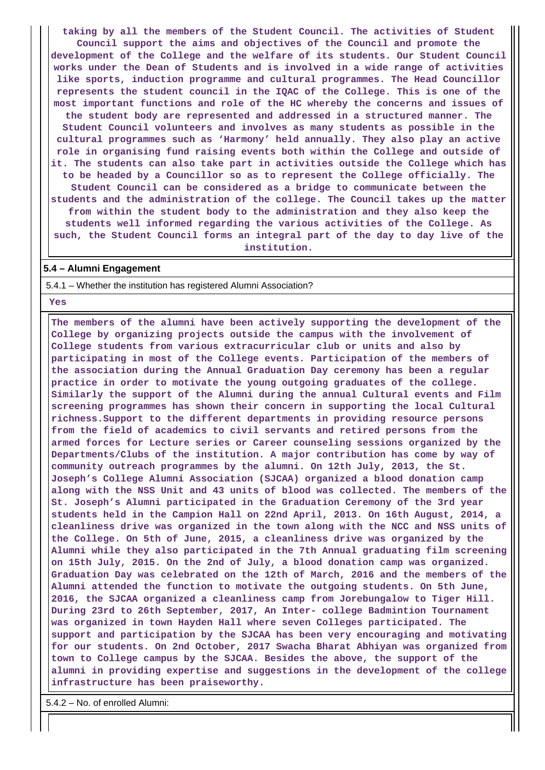**taking by all the members of the Student Council. The activities of Student Council support the aims and objectives of the Council and promote the development of the College and the welfare of its students. Our Student Council works under the Dean of Students and is involved in a wide range of activities like sports, induction programme and cultural programmes. The Head Councillor represents the student council in the IQAC of the College. This is one of the most important functions and role of the HC whereby the concerns and issues of the student body are represented and addressed in a structured manner. The Student Council volunteers and involves as many students as possible in the cultural programmes such as 'Harmony' held annually. They also play an active role in organising fund raising events both within the College and outside of it. The students can also take part in activities outside the College which has to be headed by a Councillor so as to represent the College officially. The Student Council can be considered as a bridge to communicate between the students and the administration of the college. The Council takes up the matter from within the student body to the administration and they also keep the students well informed regarding the various activities of the College. As such, the Student Council forms an integral part of the day to day live of the institution.**

**5.4 – Alumni Engagement**

5.4.1 – Whether the institution has registered Alumni Association?

**Yes**

**The members of the alumni have been actively supporting the development of the College by organizing projects outside the campus with the involvement of College students from various extracurricular club or units and also by participating in most of the College events. Participation of the members of the association during the Annual Graduation Day ceremony has been a regular practice in order to motivate the young outgoing graduates of the college. Similarly the support of the Alumni during the annual Cultural events and Film screening programmes has shown their concern in supporting the local Cultural richness.Support to the different departments in providing resource persons from the field of academics to civil servants and retired persons from the armed forces for Lecture series or Career counseling sessions organized by the Departments/Clubs of the institution. A major contribution has come by way of community outreach programmes by the alumni. On 12th July, 2013, the St. Joseph's College Alumni Association (SJCAA) organized a blood donation camp along with the NSS Unit and 43 units of blood was collected. The members of the St. Joseph's Alumni participated in the Graduation Ceremony of the 3rd year students held in the Campion Hall on 22nd April, 2013. On 16th August, 2014, a cleanliness drive was organized in the town along with the NCC and NSS units of the College. On 5th of June, 2015, a cleanliness drive was organized by the Alumni while they also participated in the 7th Annual graduating film screening on 15th July, 2015. On the 2nd of July, a blood donation camp was organized. Graduation Day was celebrated on the 12th of March, 2016 and the members of the Alumni attended the function to motivate the outgoing students. On 5th June, 2016, the SJCAA organized a cleanliness camp from Jorebungalow to Tiger Hill. During 23rd to 26th September, 2017, An Inter- college Badmintion Tournament was organized in town Hayden Hall where seven Colleges participated. The support and participation by the SJCAA has been very encouraging and motivating for our students. On 2nd October, 2017 Swacha Bharat Abhiyan was organized from town to College campus by the SJCAA. Besides the above, the support of the alumni in providing expertise and suggestions in the development of the college infrastructure has been praiseworthy.**

5.4.2 – No. of enrolled Alumni: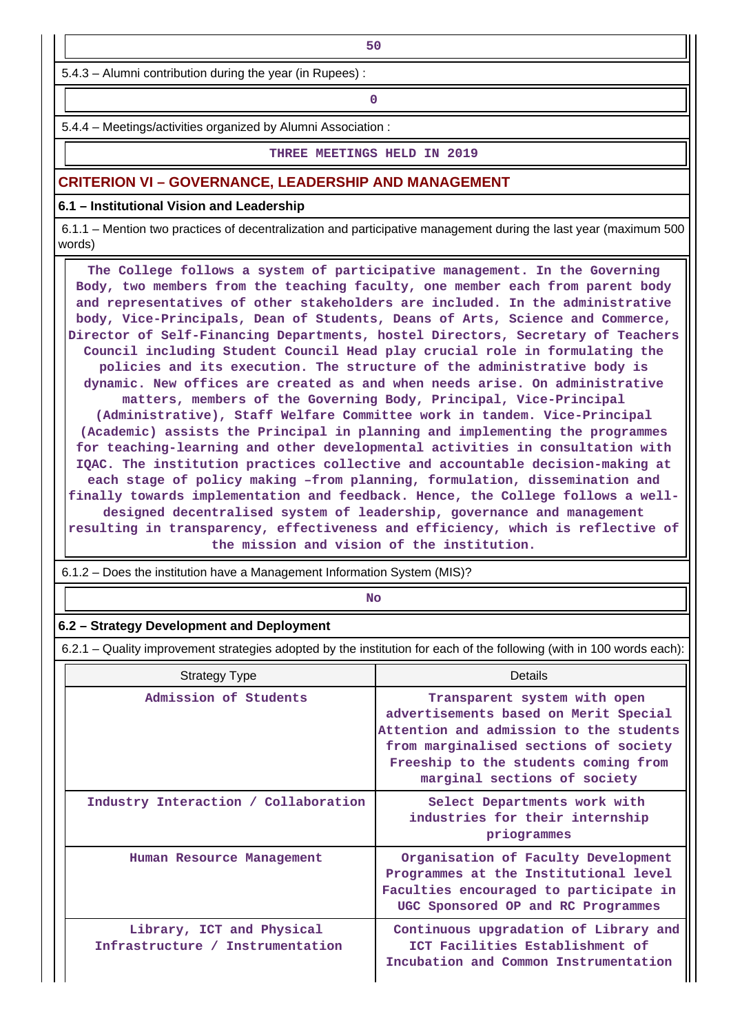50

5.4.3 – Alumni contribution during the year (in Rupees) :

0

5.4.4 – Meetings/activities organized by Alumni Association :

THREE MEETINGS HELD IN 2019

## CRITERION VI – GOVERNANCE, LEADERSHIP AND MANAGEMENT

### 6.1 – Institutional Vision and Leadership

6.1.1 – Mention two practices of decentralization and participative management during the last year (maximum 500 words)

The College follows a system of participative management. In the Governing Body, two members from the teaching faculty, one member each from parent body and representatives of other stakeholders are included. In the administrative body, Vice-Principals, Dean of Students, Deans of Arts, Science and Commerce, Director of Self-Financing Departments, hostel Directors, Secretary of Teachers Council including Student Council Head play crucial role in formulating the policies and its execution. The structure of the administrative body is dynamic. New offices are created as and when needs arise. On administrative matters, members of the Governing Body, Principal, Vice-Principal (Administrative), Staff Welfare Committee work in tandem. Vice-Principal (Academic) assists the Principal in planning and implementing the programmes for teaching-learning and other developmental activities in consultation with IQAC. The institution practices collective and accountable decision-making at each stage of policy making –from planning, formulation, dissemination and finally towards implementation and feedback. Hence, the College follows a well-designed decentralised system of leadership, governance and management resulting in transparency, effectiveness and efficiency, which is reflective of the mission and vision of the institution.

6.1.2 – Does the institution have a Management Information System (MIS)?

No

### 6.2 – Strategy Development and Deployment

6.2.1 – Quality improvement strategies adopted by the institution for each of the following (with in 100 words each):

| Strategy Type | Details |
|---|---|
| Admission of Students | Transparent system with open advertisements based on Merit Special Attention and admission to the students from marginalised sections of society Freeship to the students coming from marginal sections of society |
| Industry Interaction / Collaboration | Select Departments work with industries for their internship priogrammes |
| Human Resource Management | Organisation of Faculty Development Programmes at the Institutional level Faculties encouraged to participate in UGC Sponsored OP and RC Programmes |
| Library, ICT and Physical Infrastructure / Instrumentation | Continuous upgradation of Library and ICT Facilities Establishment of Incubation and Common Instrumentation |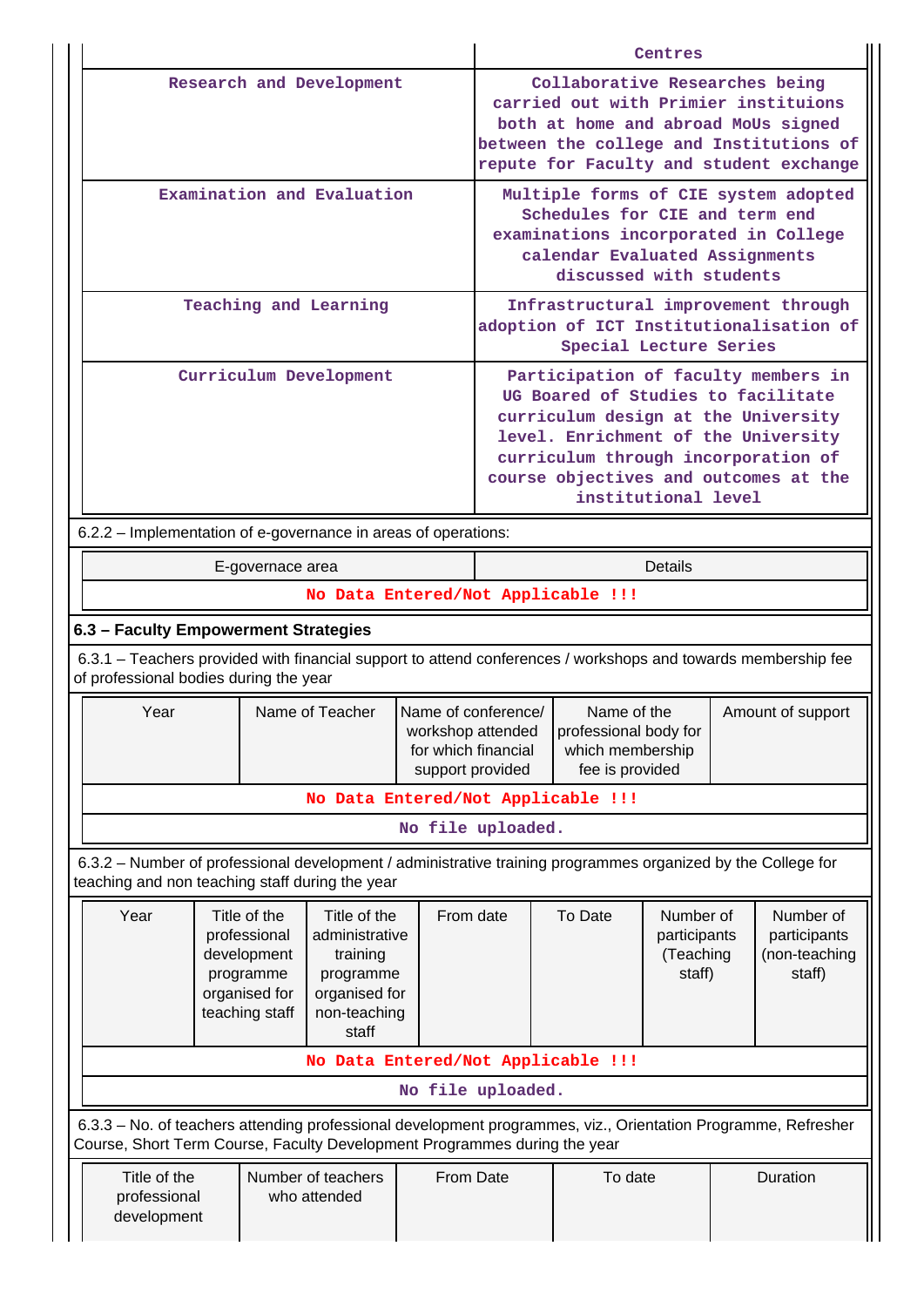| | Centres |
|---|---|
| Research and Development | Collaborative Researches being carried out with Primier instituions both at home and abroad MoUs signed between the college and Institutions of repute for Faculty and student exchange |
| Examination and Evaluation | Multiple forms of CIE system adopted Schedules for CIE and term end examinations incorporated in College calendar Evaluated Assignments discussed with students |
| Teaching and Learning | Infrastructural improvement through adoption of ICT Institutionalisation of Special Lecture Series |
| Curriculum Development | Participation of faculty members in UG Boared of Studies to facilitate curriculum design at the University level. Enrichment of the University curriculum through incorporation of course objectives and outcomes at the institutional level |

6.2.2 – Implementation of e-governance in areas of operations:

| E-governace area | Details |
|---|---|
| No Data Entered/Not Applicable !!! | |

### 6.3 – Faculty Empowerment Strategies

6.3.1 – Teachers provided with financial support to attend conferences / workshops and towards membership fee of professional bodies during the year

| Year | Name of Teacher | Name of conference/ workshop attended for which financial support provided | Name of the professional body for which membership fee is provided | Amount of support |
|---|---|---|---|---|
| No Data Entered/Not Applicable !!! | | | | |
| No file uploaded. | | | | |

6.3.2 – Number of professional development / administrative training programmes organized by the College for teaching and non teaching staff during the year

| Year | Title of the professional development programme organised for teaching staff | Title of the administrative training programme organised for non-teaching staff | From date | To Date | Number of participants (Teaching staff) | Number of participants (non-teaching staff) |
|---|---|---|---|---|---|---|
| No Data Entered/Not Applicable !!! | | | | | | |
| No file uploaded. | | | | | | |

6.3.3 – No. of teachers attending professional development programmes, viz., Orientation Programme, Refresher Course, Short Term Course, Faculty Development Programmes during the year

| Title of the professional development | Number of teachers who attended | From Date | To date | Duration |
|---|---|---|---|---|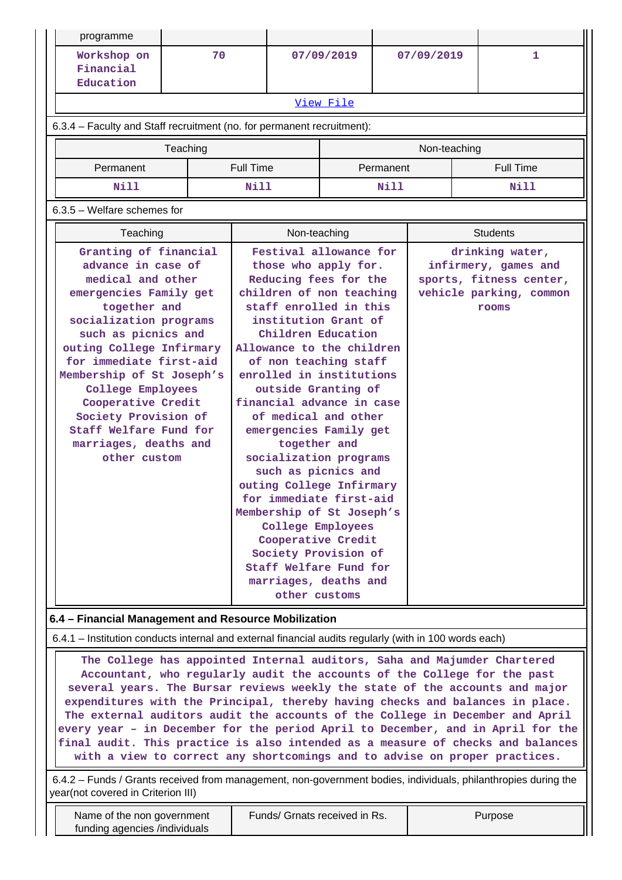| programme | | | | |
|---|---|---|---|---|
| Workshop on Financial Education | 70 | 07/09/2019 | 07/09/2019 | 1 |

View File

6.3.4 – Faculty and Staff recruitment (no. for permanent recruitment):

| Teaching | | Non-teaching | |
|---|---|---|---|
| Permanent | Full Time | Permanent | Full Time |
| Nill | Nill | Nill | Nill |

6.3.5 – Welfare schemes for

| Teaching | Non-teaching | Students |
|---|---|---|
| Granting of financial advance in case of medical and other emergencies Family get together and socialization programs such as picnics and outing College Infirmary for immediate first-aid Membership of St Joseph's College Employees Cooperative Credit Society Provision of Staff Welfare Fund for marriages, deaths and other custom | Festival allowance for those who apply for. Reducing fees for the children of non teaching staff enrolled in this institution Grant of Children Education Allowance to the children of non teaching staff enrolled in institutions outside Granting of financial advance in case of medical and other emergencies Family get together and socialization programs such as picnics and outing College Infirmary for immediate first-aid Membership of St Joseph's College Employees Cooperative Credit Society Provision of Staff Welfare Fund for marriages, deaths and other customs | drinking water, infirmery, games and sports, fitness center, vehicle parking, common rooms |

**6.4 – Financial Management and Resource Mobilization**

6.4.1 – Institution conducts internal and external financial audits regularly (with in 100 words each)

The College has appointed Internal auditors, Saha and Majumder Chartered Accountant, who regularly audit the accounts of the College for the past several years. The Bursar reviews weekly the state of the accounts and major expenditures with the Principal, thereby having checks and balances in place. The external auditors audit the accounts of the College in December and April every year – in December for the period April to December, and in April for the final audit. This practice is also intended as a measure of checks and balances with a view to correct any shortcomings and to advise on proper practices.

6.4.2 – Funds / Grants received from management, non-government bodies, individuals, philanthropies during the year(not covered in Criterion III)

| Name of the non government funding agencies /individuals | Funds/ Grnats received in Rs. | Purpose |
|---|---|---|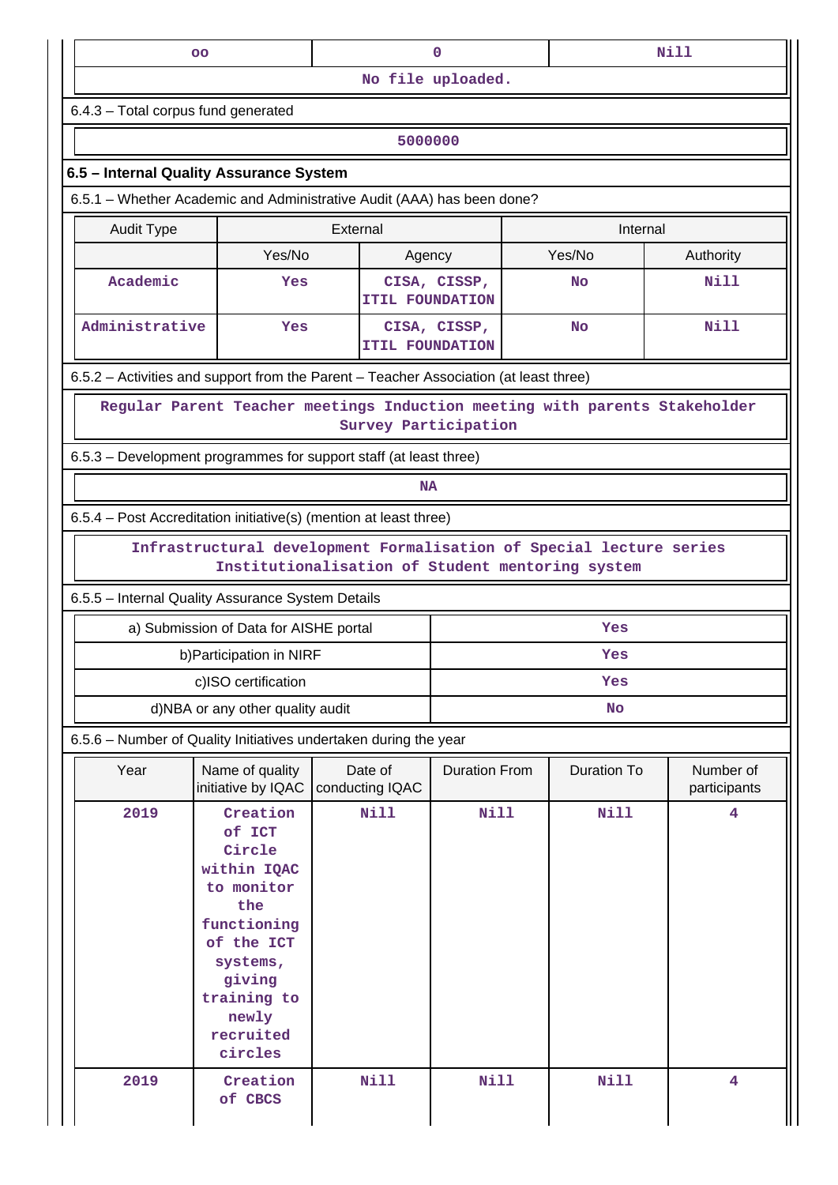| oo | 0 | Nill |
|---|---|---|
| No file uploaded. | | |

6.4.3 – Total corpus fund generated

| 5000000 |
|---|

## 6.5 – Internal Quality Assurance System

6.5.1 – Whether Academic and Administrative Audit (AAA) has been done?

| Audit Type | External | | Internal | |
|---|---|---|---|---|
| | Yes/No | Agency | Yes/No | Authority |
| Academic | Yes | CISA, CISSP, ITIL FOUNDATION | No | Nill |
| Administrative | Yes | CISA, CISSP, ITIL FOUNDATION | No | Nill |

6.5.2 – Activities and support from the Parent – Teacher Association (at least three)

| Regular Parent Teacher meetings Induction meeting with parents Stakeholder Survey Participation |
|---|

6.5.3 – Development programmes for support staff (at least three)

| NA |
|---|

6.5.4 – Post Accreditation initiative(s) (mention at least three)

| Infrastructural development Formalisation of Special lecture series Institutionalisation of Student mentoring system |
|---|

6.5.5 – Internal Quality Assurance System Details

| a) Submission of Data for AISHE portal | Yes |
|---|---|
| b)Participation in NIRF | Yes |
| c)ISO certification | Yes |
| d)NBA or any other quality audit | No |

6.5.6 – Number of Quality Initiatives undertaken during the year

| Year | Name of quality initiative by IQAC | Date of conducting IQAC | Duration From | Duration To | Number of participants |
|---|---|---|---|---|---|
| 2019 | Creation of ICT Circle within IQAC to monitor the functioning of the ICT systems, giving training to newly recruited circles | Nill | Nill | Nill | 4 |
| 2019 | Creation of CBCS | Nill | Nill | Nill | 4 |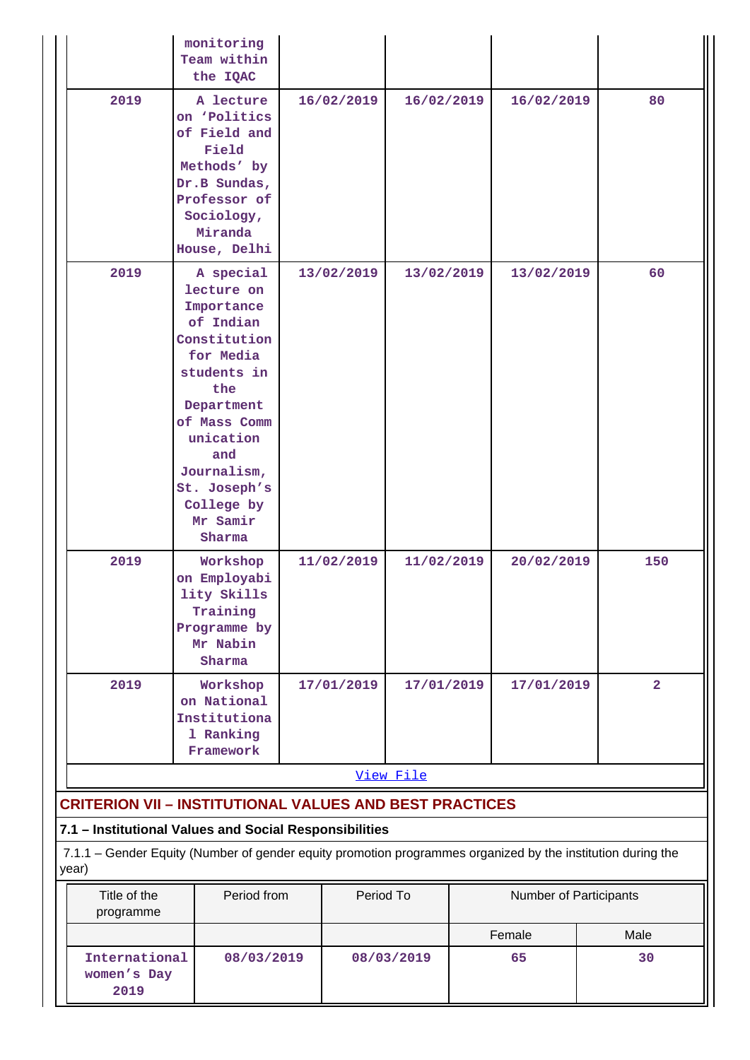| | monitoring Team within the IQAC | | | | |
|---|---|---|---|---|---|
| 2019 | A lecture on 'Politics of Field and Field Methods' by Dr.B Sundas, Professor of Sociology, Miranda House, Delhi | 16/02/2019 | 16/02/2019 | 16/02/2019 | 80 |
| 2019 | A special lecture on Importance of Indian Constitution for Media students in the Department of Mass Communication and Journalism, St. Joseph's College by Mr Samir Sharma | 13/02/2019 | 13/02/2019 | 13/02/2019 | 60 |
| 2019 | Workshop on Employability Skills Training Programme by Mr Nabin Sharma | 11/02/2019 | 11/02/2019 | 20/02/2019 | 150 |
| 2019 | Workshop on National Institutional Ranking Framework | 17/01/2019 | 17/01/2019 | 17/01/2019 | 2 |

View File

## CRITERION VII – INSTITUTIONAL VALUES AND BEST PRACTICES

### 7.1 – Institutional Values and Social Responsibilities

7.1.1 – Gender Equity (Number of gender equity promotion programmes organized by the institution during the year)

| Title of the programme | Period from | Period To | Number of Participants | |
|---|---|---|---|---|
| | | | Female | Male |
| International women's Day 2019 | 08/03/2019 | 08/03/2019 | 65 | 30 |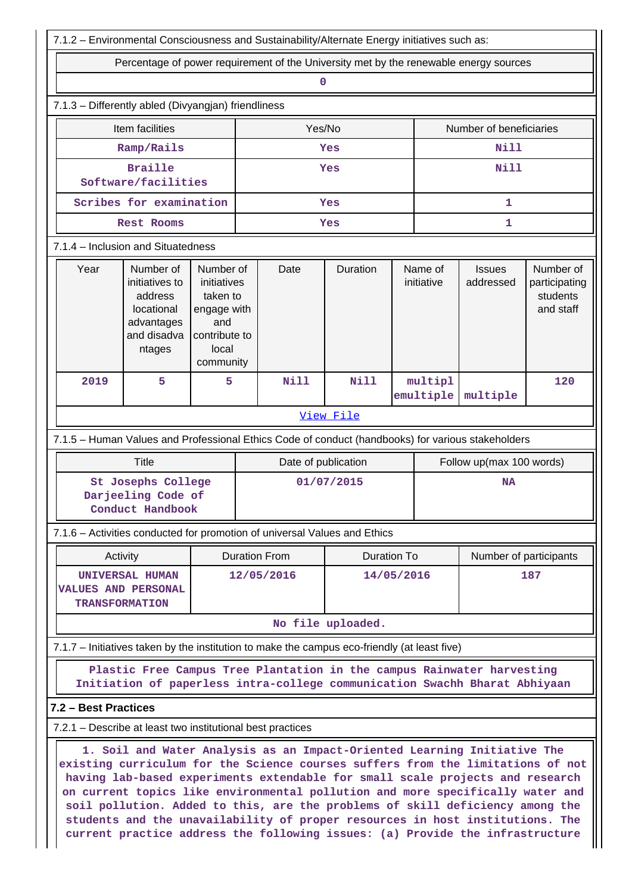7.1.2 – Environmental Consciousness and Sustainability/Alternate Energy initiatives such as:

| Percentage of power requirement of the University met by the renewable energy sources |
|---|
| 0 |

7.1.3 – Differently abled (Divyangjan) friendliness

| Item facilities | Yes/No | Number of beneficiaries |
|---|---|---|
| Ramp/Rails | Yes | Nill |
| Braille Software/facilities | Yes | Nill |
| Scribes for examination | Yes | 1 |
| Rest Rooms | Yes | 1 |

7.1.4 – Inclusion and Situatedness

| Year | Number of initiatives to address locational advantages and disadva ntages | Number of initiatives taken to engage with and contribute to local community | Date | Duration | Name of initiative | Issues addressed | Number of participating students and staff |
|---|---|---|---|---|---|---|---|
| 2019 | 5 | 5 | Nill | Nill | multiplemultiple | multiple | 120 |

[View File]

7.1.5 – Human Values and Professional Ethics Code of conduct (handbooks) for various stakeholders

| Title | Date of publication | Follow up(max 100 words) |
|---|---|---|
| St Josephs College Darjeeling Code of Conduct Handbook | 01/07/2015 | NA |

7.1.6 – Activities conducted for promotion of universal Values and Ethics

| Activity | Duration From | Duration To | Number of participants |
|---|---|---|---|
| UNIVERSAL HUMAN VALUES AND PERSONAL TRANSFORMATION | 12/05/2016 | 14/05/2016 | 187 |

No file uploaded.

7.1.7 – Initiatives taken by the institution to make the campus eco-friendly (at least five)

Plastic Free Campus Tree Plantation in the campus Rainwater harvesting Initiation of paperless intra-college communication Swachh Bharat Abhiyaan

## 7.2 – Best Practices

7.2.1 – Describe at least two institutional best practices

1. Soil and Water Analysis as an Impact-Oriented Learning Initiative The existing curriculum for the Science courses suffers from the limitations of not having lab-based experiments extendable for small scale projects and research on current topics like environmental pollution and more specifically water and soil pollution. Added to this, are the problems of skill deficiency among the students and the unavailability of proper resources in host institutions. The current practice address the following issues: (a) Provide the infrastructure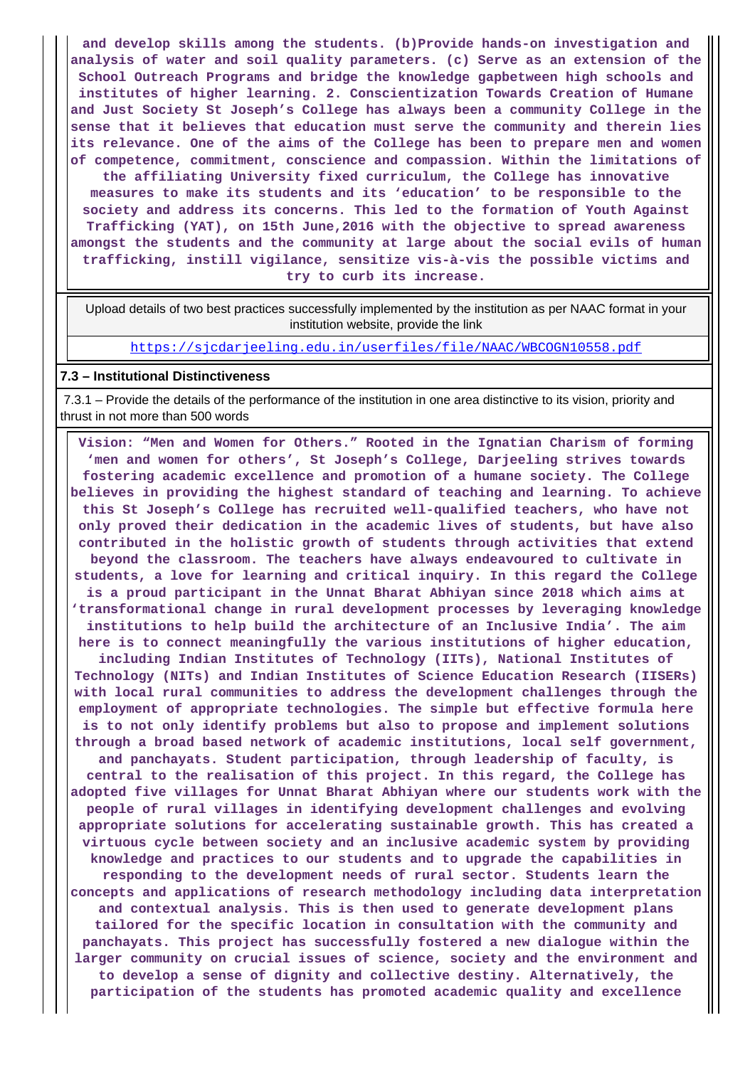and develop skills among the students. (b)Provide hands-on investigation and analysis of water and soil quality parameters. (c) Serve as an extension of the School Outreach Programs and bridge the knowledge gapbetween high schools and institutes of higher learning. 2. Conscientization Towards Creation of Humane and Just Society St Joseph's College has always been a community College in the sense that it believes that education must serve the community and therein lies its relevance. One of the aims of the College has been to prepare men and women of competence, commitment, conscience and compassion. Within the limitations of the affiliating University fixed curriculum, the College has innovative measures to make its students and its 'education' to be responsible to the society and address its concerns. This led to the formation of Youth Against Trafficking (YAT), on 15th June,2016 with the objective to spread awareness amongst the students and the community at large about the social evils of human trafficking, instill vigilance, sensitize vis-à-vis the possible victims and try to curb its increase.

| Upload details of two best practices successfully implemented by the institution as per NAAC format in your institution website, provide the link |
| --- |
| https://sjcdarjeeling.edu.in/userfiles/file/NAAC/WBCOGN10558.pdf |

**7.3 – Institutional Distinctiveness**

7.3.1 – Provide the details of the performance of the institution in one area distinctive to its vision, priority and thrust in not more than 500 words

Vision: "Men and Women for Others." Rooted in the Ignatian Charism of forming 'men and women for others', St Joseph's College, Darjeeling strives towards fostering academic excellence and promotion of a humane society. The College believes in providing the highest standard of teaching and learning. To achieve this St Joseph's College has recruited well-qualified teachers, who have not only proved their dedication in the academic lives of students, but have also contributed in the holistic growth of students through activities that extend beyond the classroom. The teachers have always endeavoured to cultivate in students, a love for learning and critical inquiry. In this regard the College is a proud participant in the Unnat Bharat Abhiyan since 2018 which aims at 'transformational change in rural development processes by leveraging knowledge institutions to help build the architecture of an Inclusive India'. The aim here is to connect meaningfully the various institutions of higher education, including Indian Institutes of Technology (IITs), National Institutes of Technology (NITs) and Indian Institutes of Science Education Research (IISERs) with local rural communities to address the development challenges through the employment of appropriate technologies. The simple but effective formula here is to not only identify problems but also to propose and implement solutions through a broad based network of academic institutions, local self government, and panchayats. Student participation, through leadership of faculty, is central to the realisation of this project. In this regard, the College has adopted five villages for Unnat Bharat Abhiyan where our students work with the people of rural villages in identifying development challenges and evolving appropriate solutions for accelerating sustainable growth. This has created a virtuous cycle between society and an inclusive academic system by providing knowledge and practices to our students and to upgrade the capabilities in responding to the development needs of rural sector. Students learn the concepts and applications of research methodology including data interpretation and contextual analysis. This is then used to generate development plans tailored for the specific location in consultation with the community and panchayats. This project has successfully fostered a new dialogue within the larger community on crucial issues of science, society and the environment and to develop a sense of dignity and collective destiny. Alternatively, the participation of the students has promoted academic quality and excellence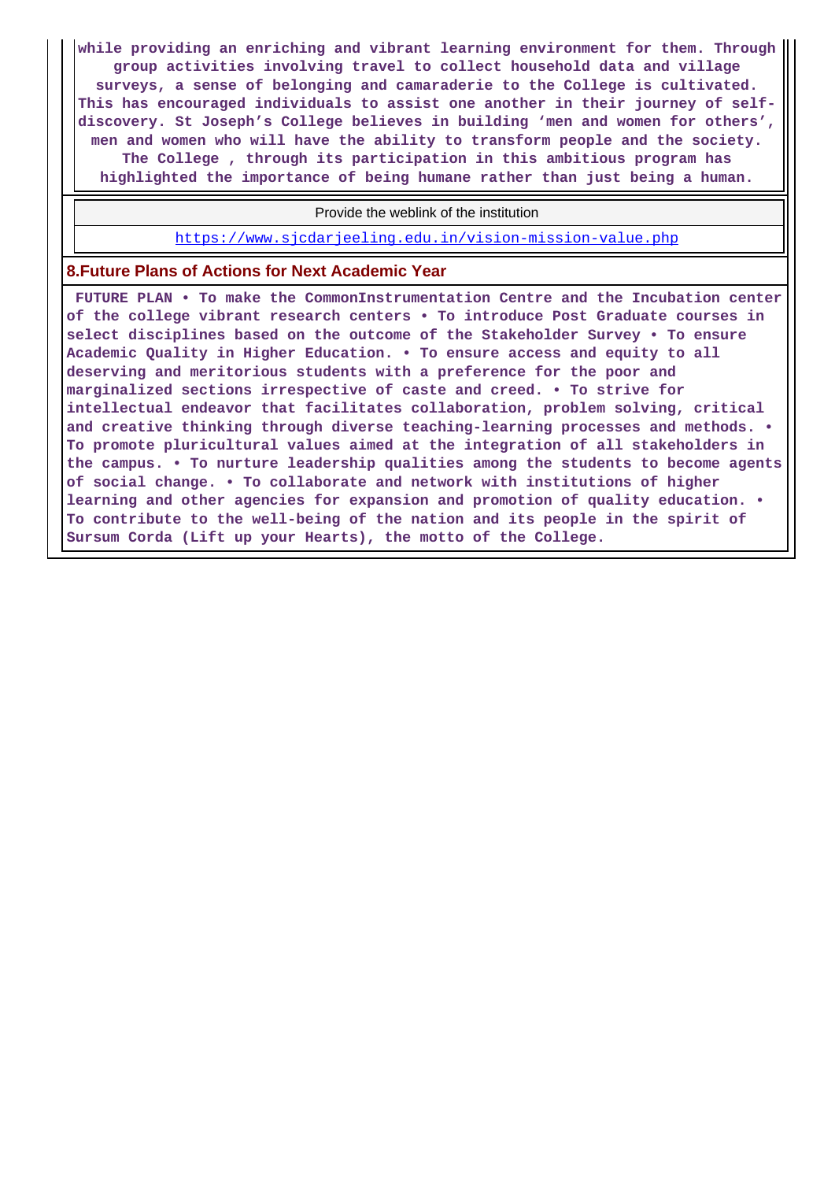**while providing an enriching and vibrant learning environment for them. Through group activities involving travel to collect household data and village surveys, a sense of belonging and camaraderie to the College is cultivated. This has encouraged individuals to assist one another in their journey of self-discovery. St Joseph's College believes in building 'men and women for others', men and women who will have the ability to transform people and the society. The College , through its participation in this ambitious program has highlighted the importance of being humane rather than just being a human.**

| Provide the weblink of the institution |
| --- |
| https://www.sjcdarjeeling.edu.in/vision-mission-value.php |

## 8.Future Plans of Actions for Next Academic Year

**FUTURE PLAN • To make the CommonInstrumentation Centre and the Incubation center of the college vibrant research centers • To introduce Post Graduate courses in select disciplines based on the outcome of the Stakeholder Survey • To ensure Academic Quality in Higher Education. • To ensure access and equity to all deserving and meritorious students with a preference for the poor and marginalized sections irrespective of caste and creed. • To strive for intellectual endeavor that facilitates collaboration, problem solving, critical and creative thinking through diverse teaching-learning processes and methods. • To promote pluricultural values aimed at the integration of all stakeholders in the campus. • To nurture leadership qualities among the students to become agents of social change. • To collaborate and network with institutions of higher learning and other agencies for expansion and promotion of quality education. • To contribute to the well-being of the nation and its people in the spirit of Sursum Corda (Lift up your Hearts), the motto of the College.**